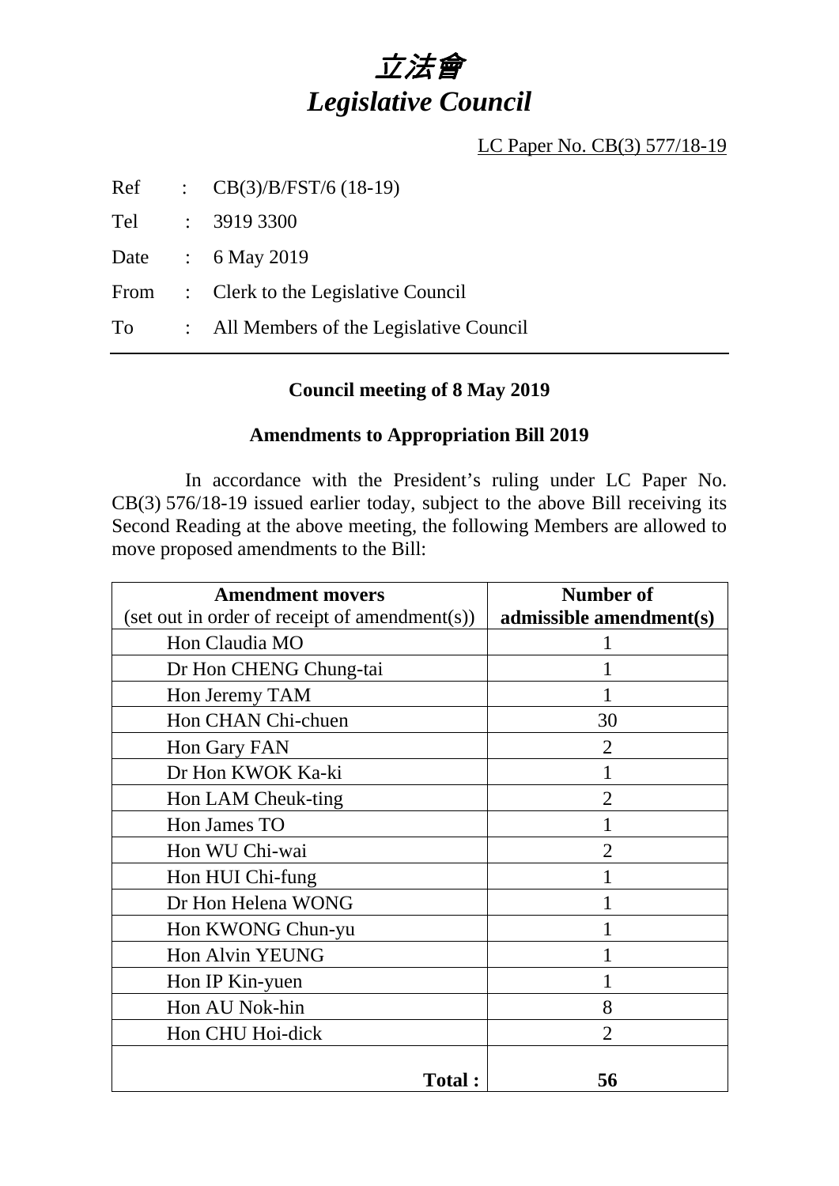# *立法會*
# *Legislative Council*

LC Paper No. CB(3) 577/18-19

Ref : CB(3)/B/FST/6 (18-19)

Tel : 3919 3300

Date : 6 May 2019

From : Clerk to the Legislative Council

To : All Members of the Legislative Council

---

**Council meeting of 8 May 2019**

**Amendments to Appropriation Bill 2019**

In accordance with the President's ruling under LC Paper No. CB(3) 576/18-19 issued earlier today, subject to the above Bill receiving its Second Reading at the above meeting, the following Members are allowed to move proposed amendments to the Bill:

| **Amendment movers** (set out in order of receipt of amendment(s)) | **Number of admissible amendment(s)** |
|---|---|
| Hon Claudia MO | 1 |
| Dr Hon CHENG Chung-tai | 1 |
| Hon Jeremy TAM | 1 |
| Hon CHAN Chi-chuen | 30 |
| Hon Gary FAN | 2 |
| Dr Hon KWOK Ka-ki | 1 |
| Hon LAM Cheuk-ting | 2 |
| Hon James TO | 1 |
| Hon WU Chi-wai | 2 |
| Hon HUI Chi-fung | 1 |
| Dr Hon Helena WONG | 1 |
| Hon KWONG Chun-yu | 1 |
| Hon Alvin YEUNG | 1 |
| Hon IP Kin-yuen | 1 |
| Hon AU Nok-hin | 8 |
| Hon CHU Hoi-dick | 2 |
| **Total :** | **56** |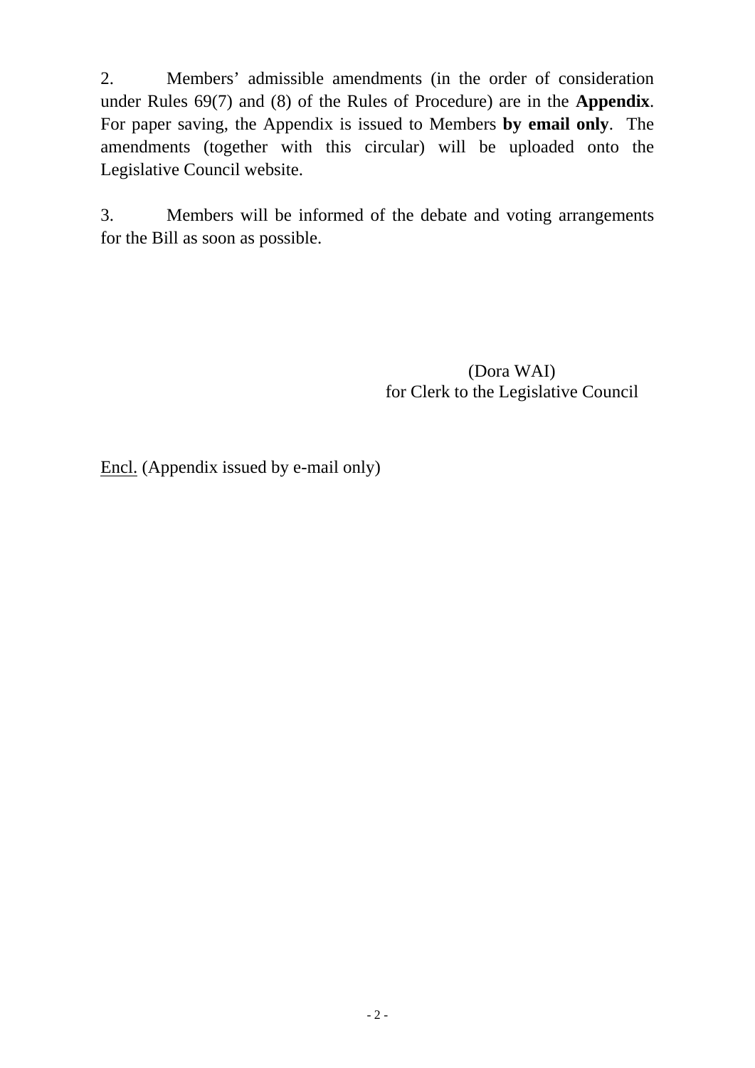2. Members' admissible amendments (in the order of consideration under Rules 69(7) and (8) of the Rules of Procedure) are in the **Appendix**. For paper saving, the Appendix is issued to Members **by email only**. The amendments (together with this circular) will be uploaded onto the Legislative Council website.

3. Members will be informed of the debate and voting arrangements for the Bill as soon as possible.

(Dora WAI)
for Clerk to the Legislative Council

Encl. (Appendix issued by e-mail only)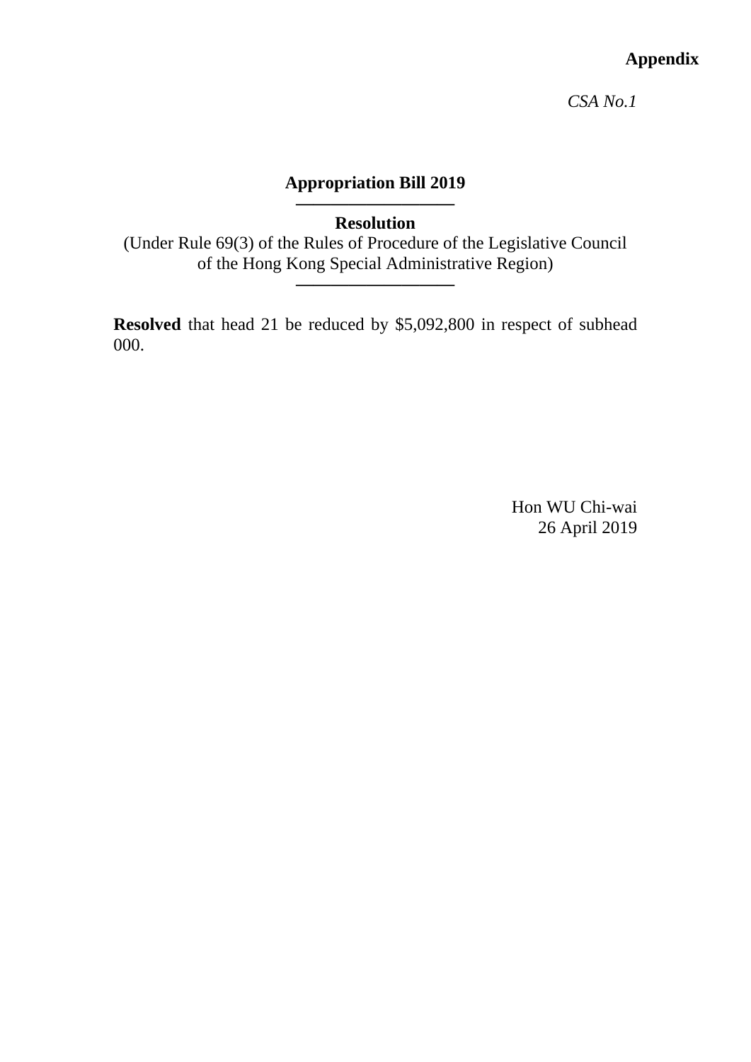**Appendix**

*CSA No.1*

## Appropriation Bill 2019

---

**Resolution**

(Under Rule 69(3) of the Rules of Procedure of the Legislative Council of the Hong Kong Special Administrative Region)

---

**Resolved** that head 21 be reduced by $5,092,800 in respect of subhead 000.

Hon WU Chi-wai
26 April 2019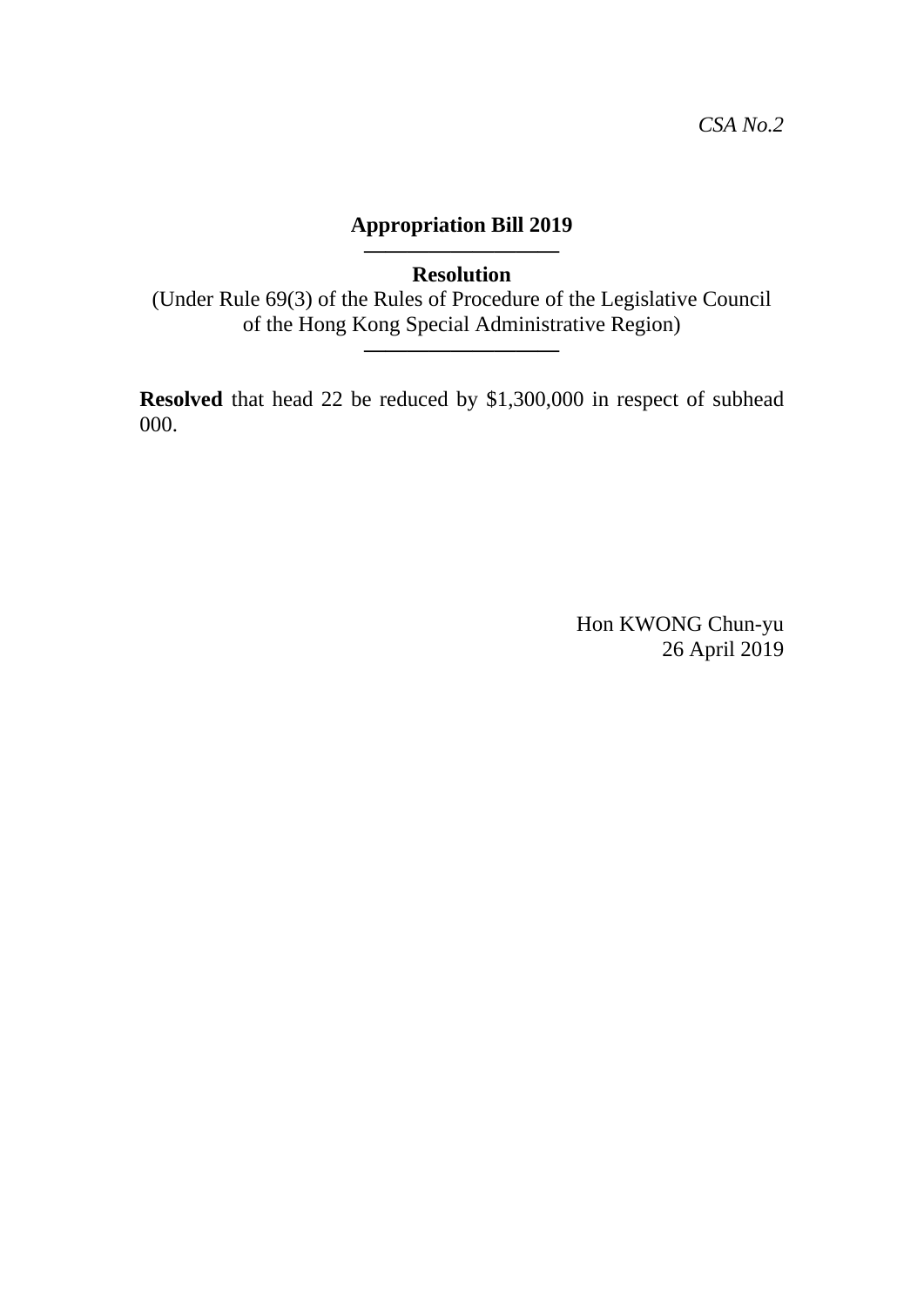*CSA No.2*

**Appropriation Bill 2019**

---

**Resolution**

(Under Rule 69(3) of the Rules of Procedure of the Legislative Council of the Hong Kong Special Administrative Region)

---

**Resolved** that head 22 be reduced by $1,300,000 in respect of subhead 000.

Hon KWONG Chun-yu
26 April 2019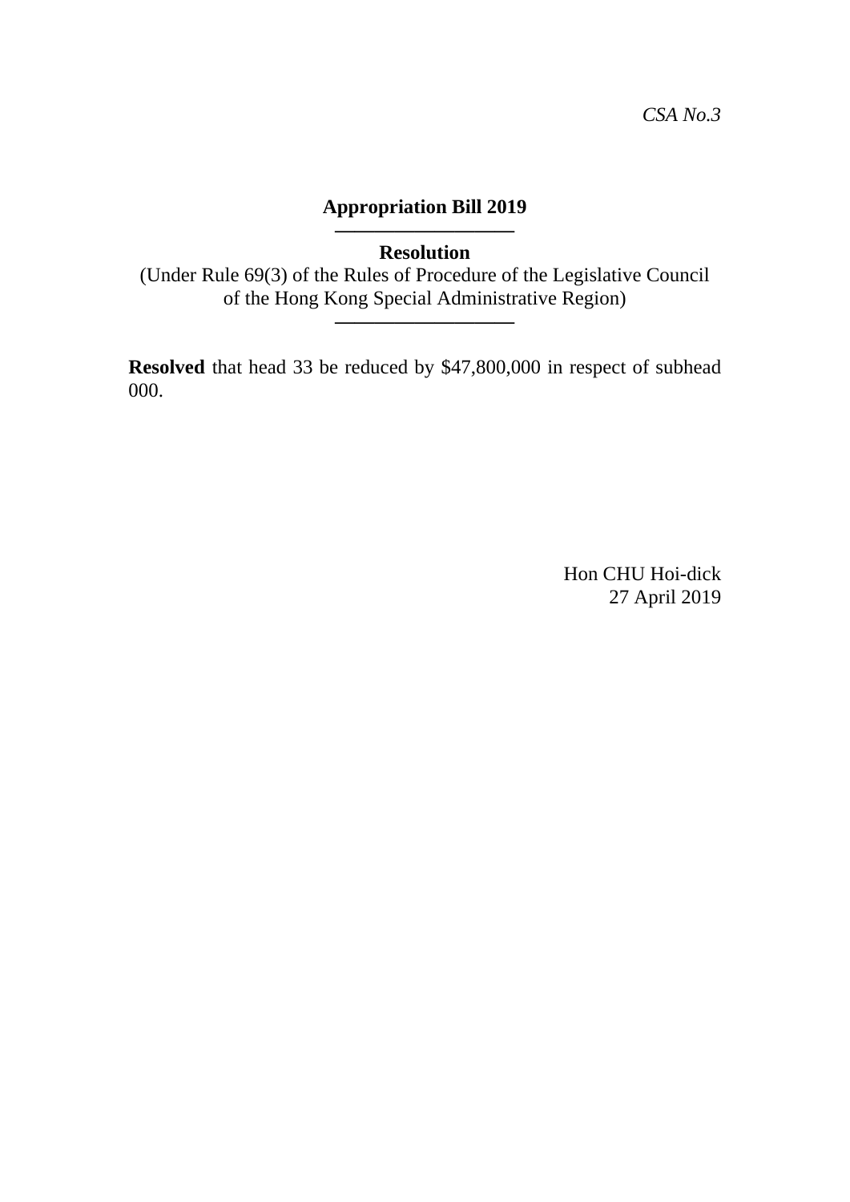*CSA No.3*

**Appropriation Bill 2019**

---

**Resolution**

(Under Rule 69(3) of the Rules of Procedure of the Legislative Council of the Hong Kong Special Administrative Region)

---

**Resolved** that head 33 be reduced by $47,800,000 in respect of subhead 000.

Hon CHU Hoi-dick
27 April 2019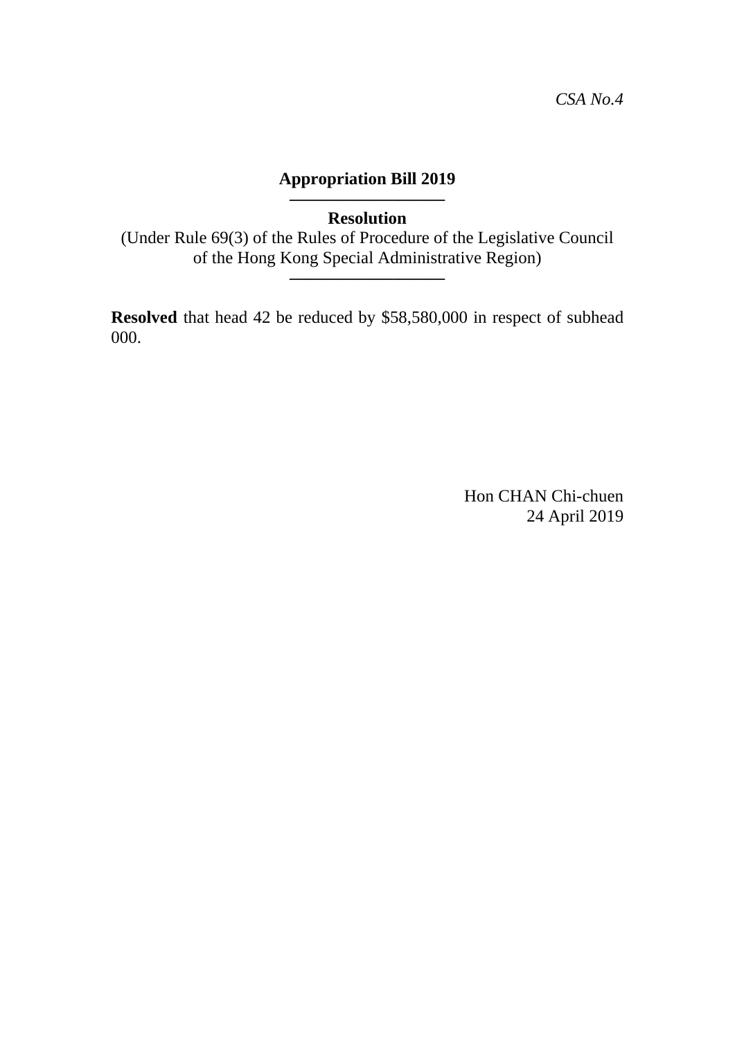*CSA No.4*

**Appropriation Bill 2019**

---

**Resolution**

(Under Rule 69(3) of the Rules of Procedure of the Legislative Council of the Hong Kong Special Administrative Region)

---

**Resolved** that head 42 be reduced by $58,580,000 in respect of subhead 000.

Hon CHAN Chi-chuen
24 April 2019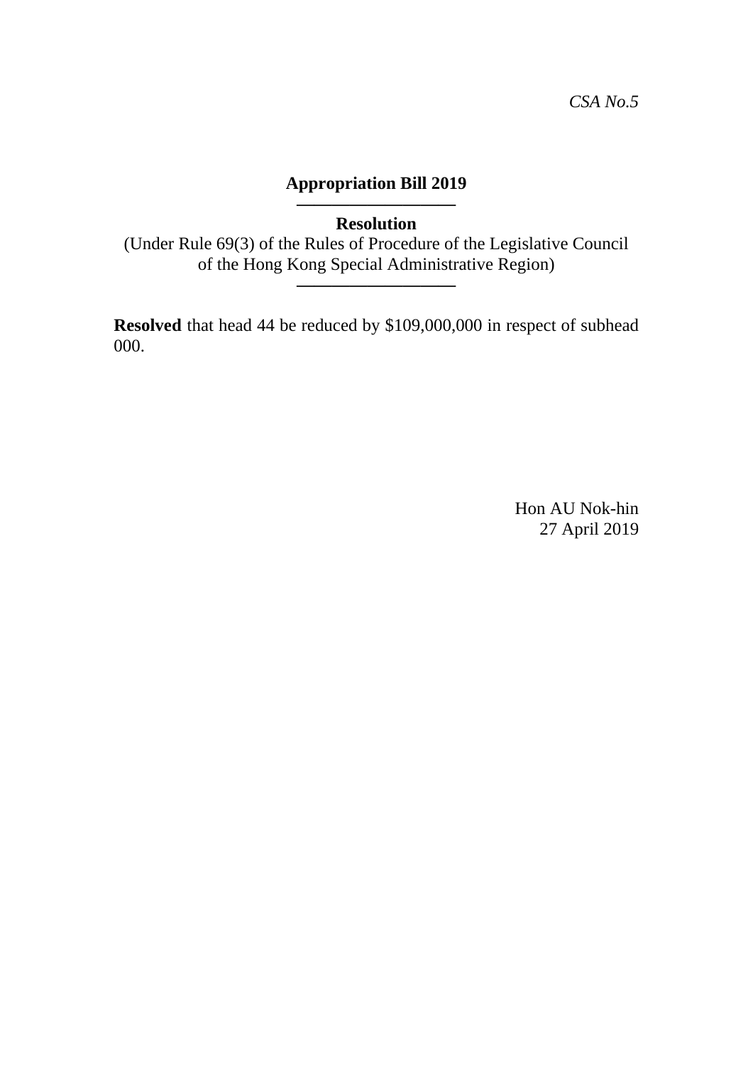*CSA No.5*

# Appropriation Bill 2019

---

## Resolution

(Under Rule 69(3) of the Rules of Procedure of the Legislative Council of the Hong Kong Special Administrative Region)

---

**Resolved** that head 44 be reduced by $109,000,000 in respect of subhead 000.

Hon AU Nok-hin
27 April 2019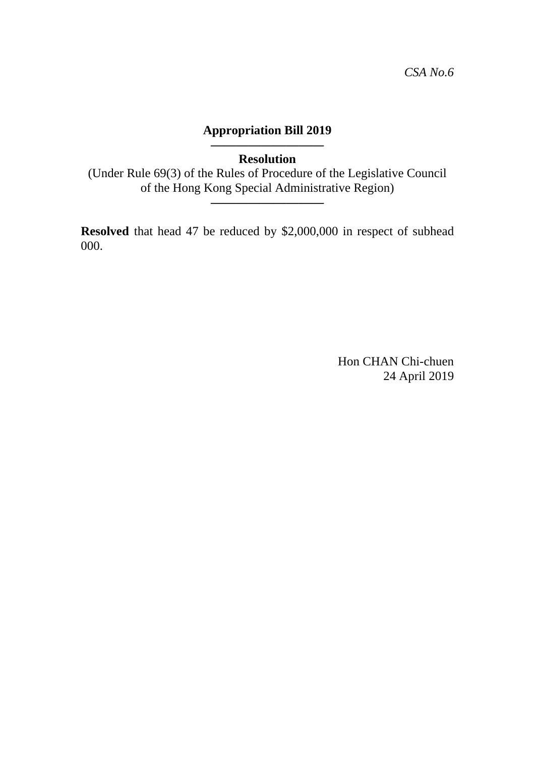*CSA No.6*

**Appropriation Bill 2019**

---

**Resolution**

(Under Rule 69(3) of the Rules of Procedure of the Legislative Council of the Hong Kong Special Administrative Region)

---

**Resolved** that head 47 be reduced by $2,000,000 in respect of subhead 000.

Hon CHAN Chi-chuen
24 April 2019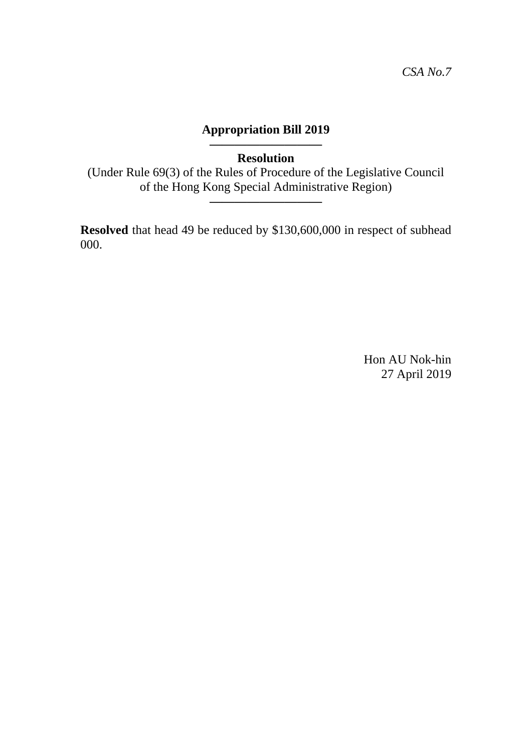*CSA No.7*

# Appropriation Bill 2019

---

**Resolution**

(Under Rule 69(3) of the Rules of Procedure of the Legislative Council of the Hong Kong Special Administrative Region)

---

**Resolved** that head 49 be reduced by $130,600,000 in respect of subhead 000.

Hon AU Nok-hin
27 April 2019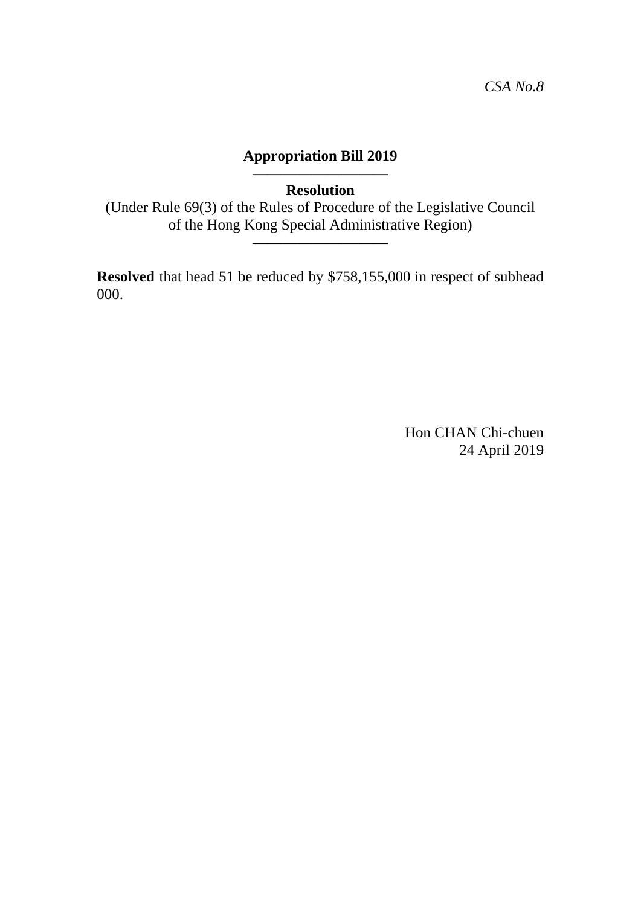*CSA No.8*

**Appropriation Bill 2019**

---

**Resolution**

(Under Rule 69(3) of the Rules of Procedure of the Legislative Council of the Hong Kong Special Administrative Region)

---

**Resolved** that head 51 be reduced by $758,155,000 in respect of subhead 000.

Hon CHAN Chi-chuen
24 April 2019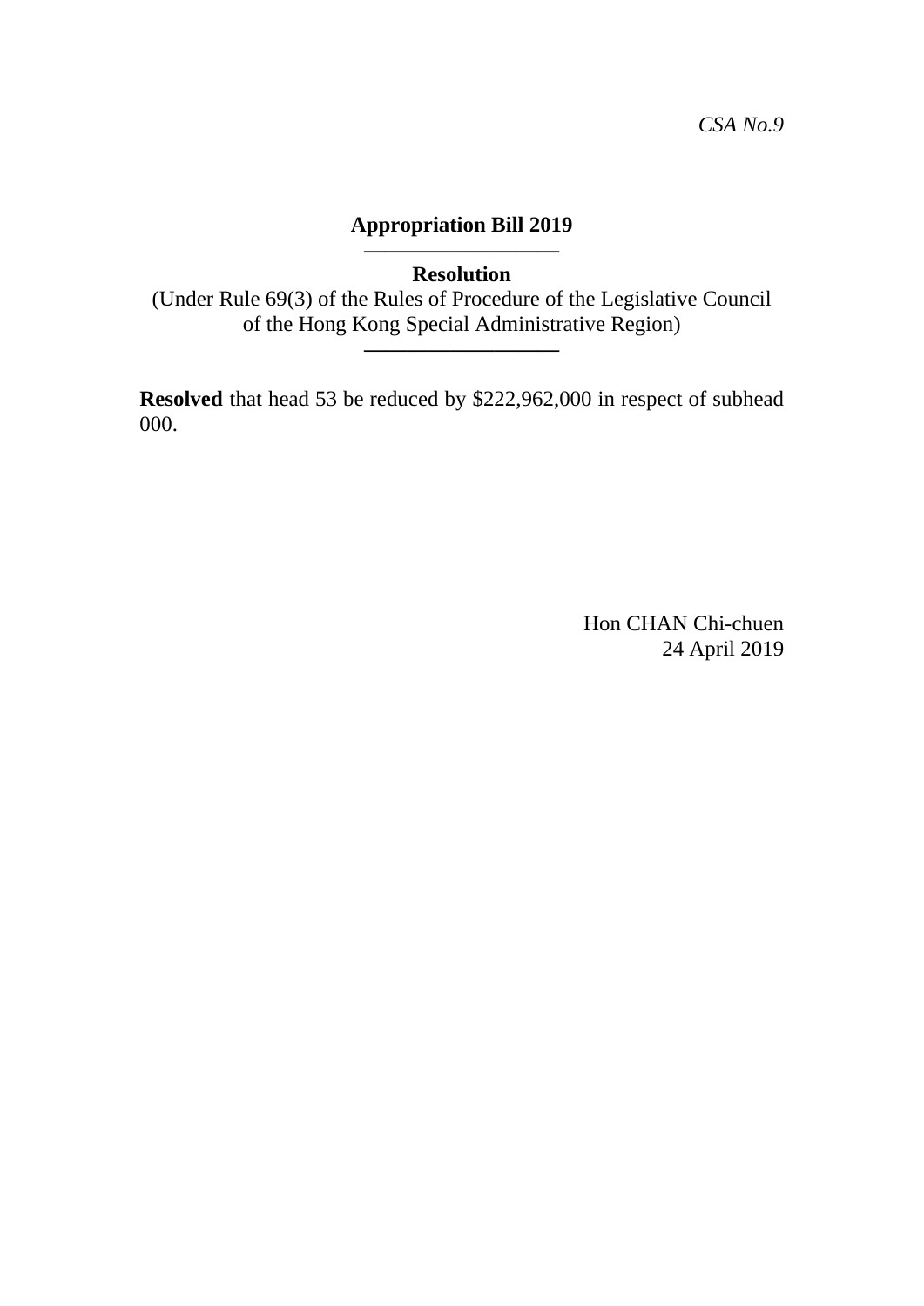*CSA No.9*

**Appropriation Bill 2019**

---

**Resolution**

(Under Rule 69(3) of the Rules of Procedure of the Legislative Council of the Hong Kong Special Administrative Region)

---

**Resolved** that head 53 be reduced by $222,962,000 in respect of subhead 000.

Hon CHAN Chi-chuen
24 April 2019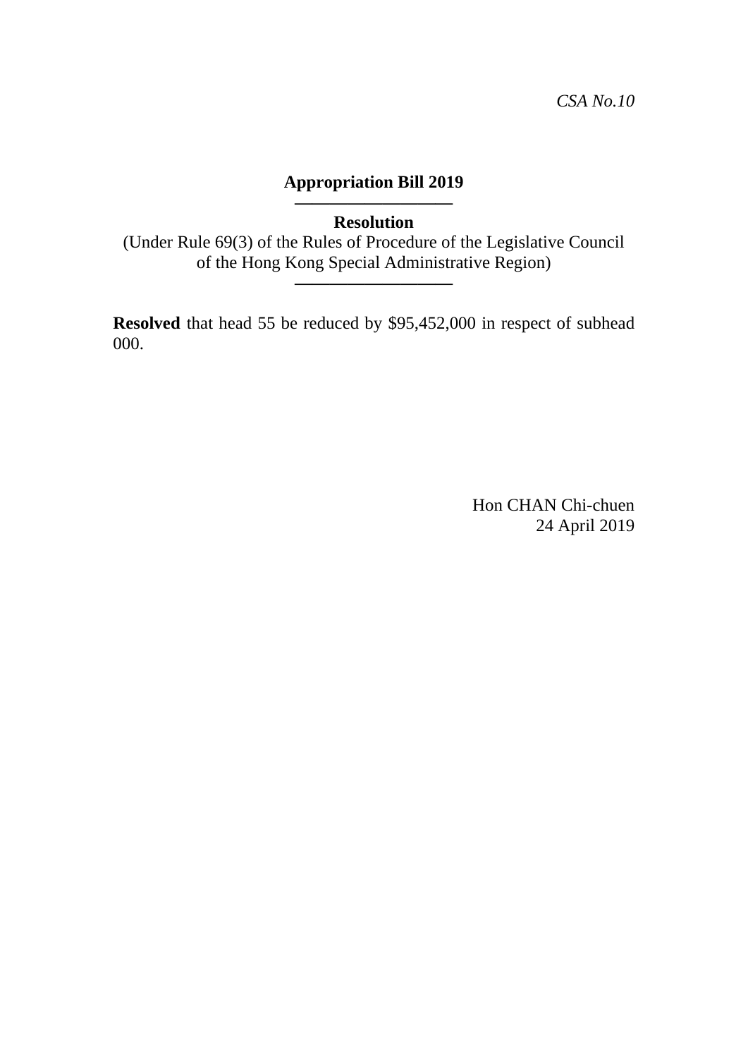*CSA No.10*

**Appropriation Bill 2019**

---

**Resolution**

(Under Rule 69(3) of the Rules of Procedure of the Legislative Council of the Hong Kong Special Administrative Region)

---

**Resolved** that head 55 be reduced by $95,452,000 in respect of subhead 000.

Hon CHAN Chi-chuen
24 April 2019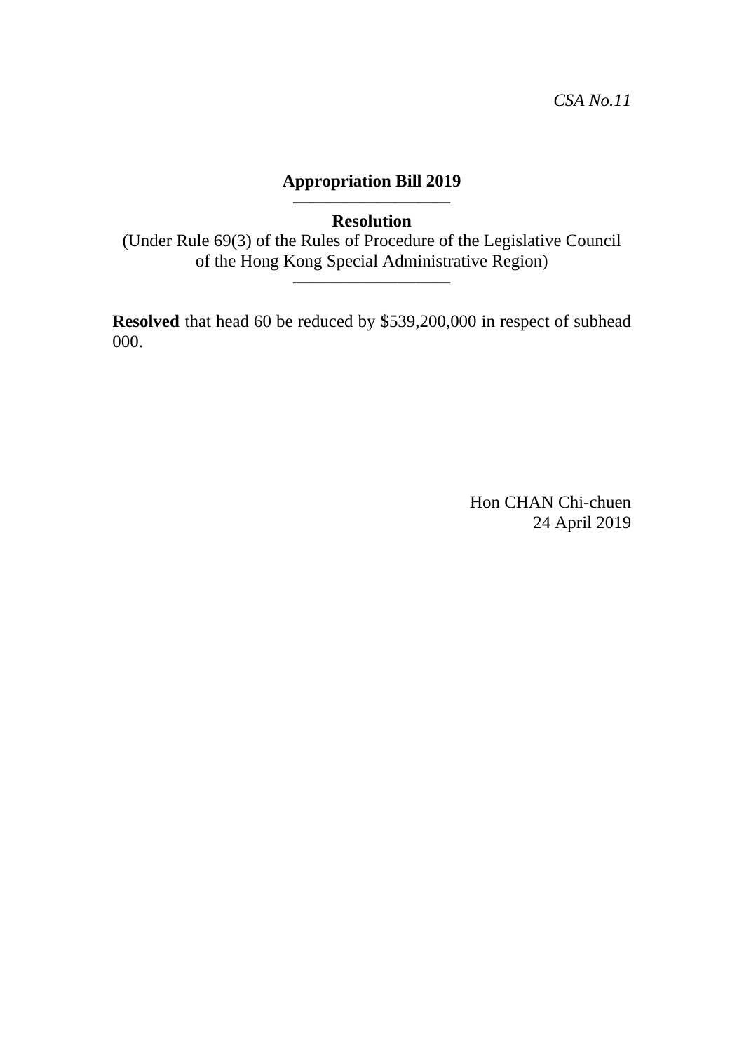*CSA No.11*

**Appropriation Bill 2019**

---

**Resolution**

(Under Rule 69(3) of the Rules of Procedure of the Legislative Council of the Hong Kong Special Administrative Region)

---

**Resolved** that head 60 be reduced by $539,200,000 in respect of subhead 000.

Hon CHAN Chi-chuen
24 April 2019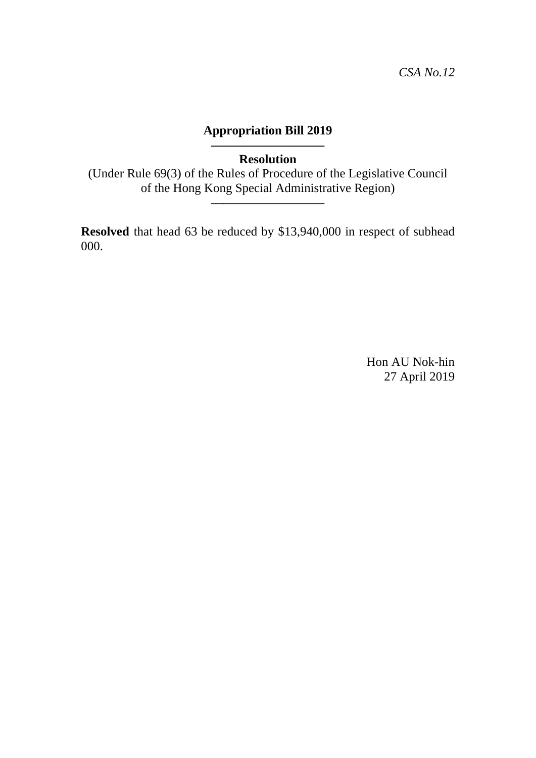*CSA No.12*

# Appropriation Bill 2019

---

**Resolution**

(Under Rule 69(3) of the Rules of Procedure of the Legislative Council of the Hong Kong Special Administrative Region)

---

**Resolved** that head 63 be reduced by $13,940,000 in respect of subhead 000.

Hon AU Nok-hin
27 April 2019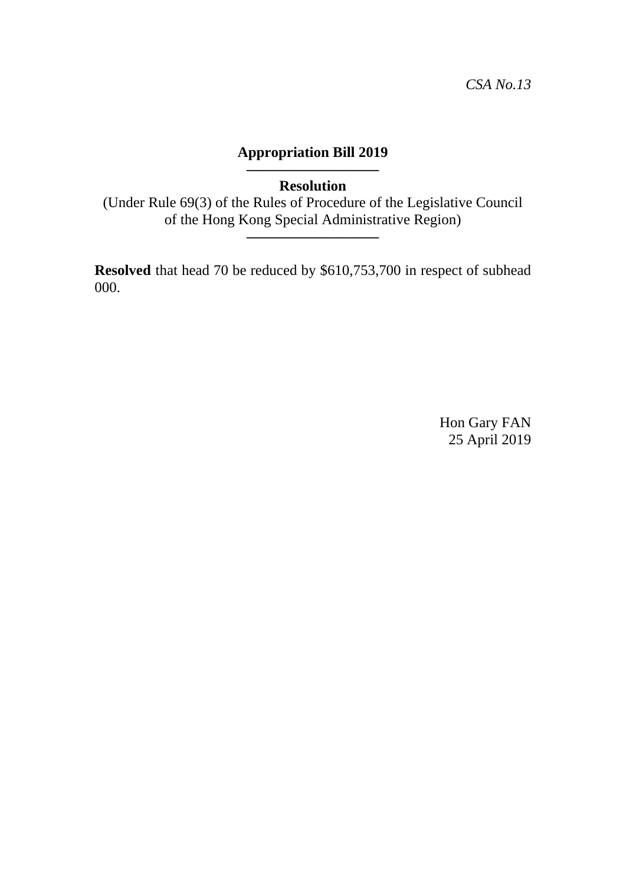*CSA No.13*

# Appropriation Bill 2019

---

**Resolution**

(Under Rule 69(3) of the Rules of Procedure of the Legislative Council of the Hong Kong Special Administrative Region)

---

**Resolved** that head 70 be reduced by $610,753,700 in respect of subhead 000.

Hon Gary FAN
25 April 2019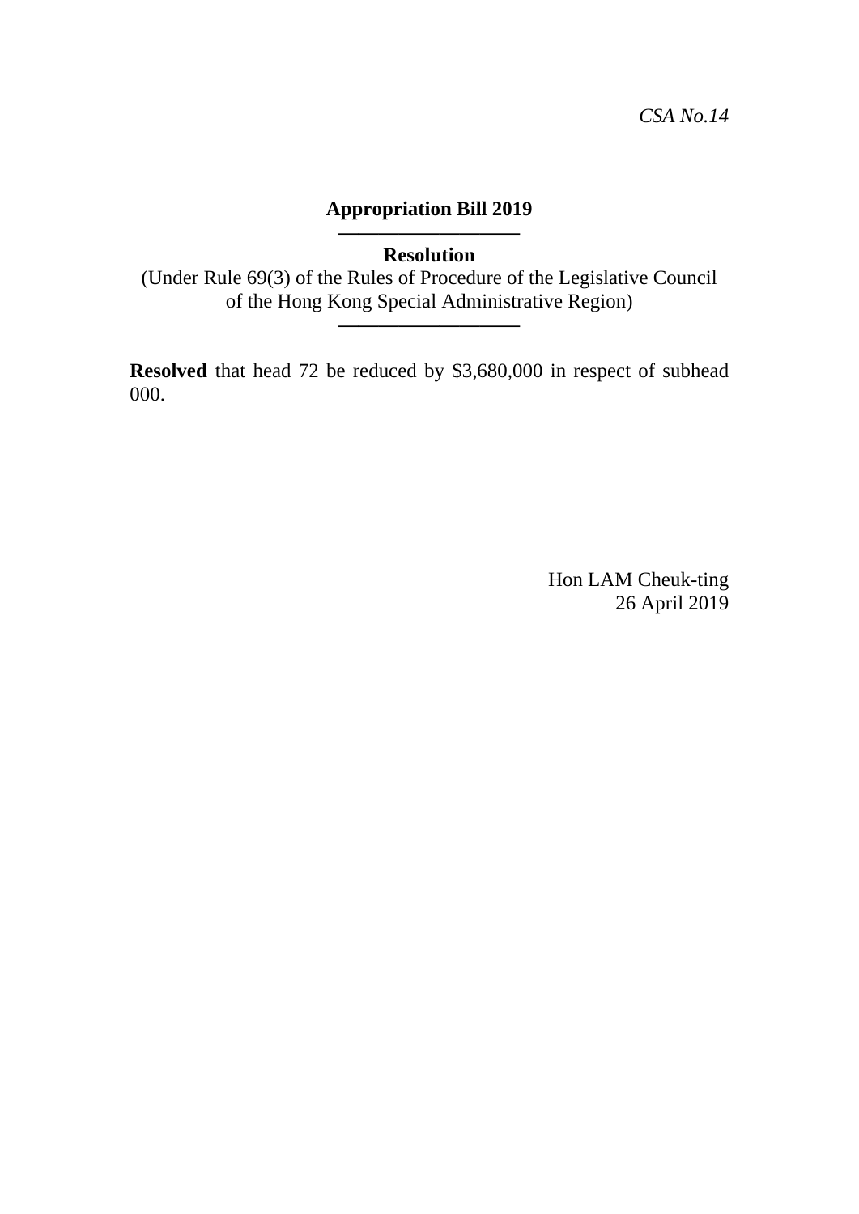*CSA No.14*

**Appropriation Bill 2019**

---

**Resolution**

(Under Rule 69(3) of the Rules of Procedure of the Legislative Council of the Hong Kong Special Administrative Region)

---

**Resolved** that head 72 be reduced by $3,680,000 in respect of subhead 000.

Hon LAM Cheuk-ting
26 April 2019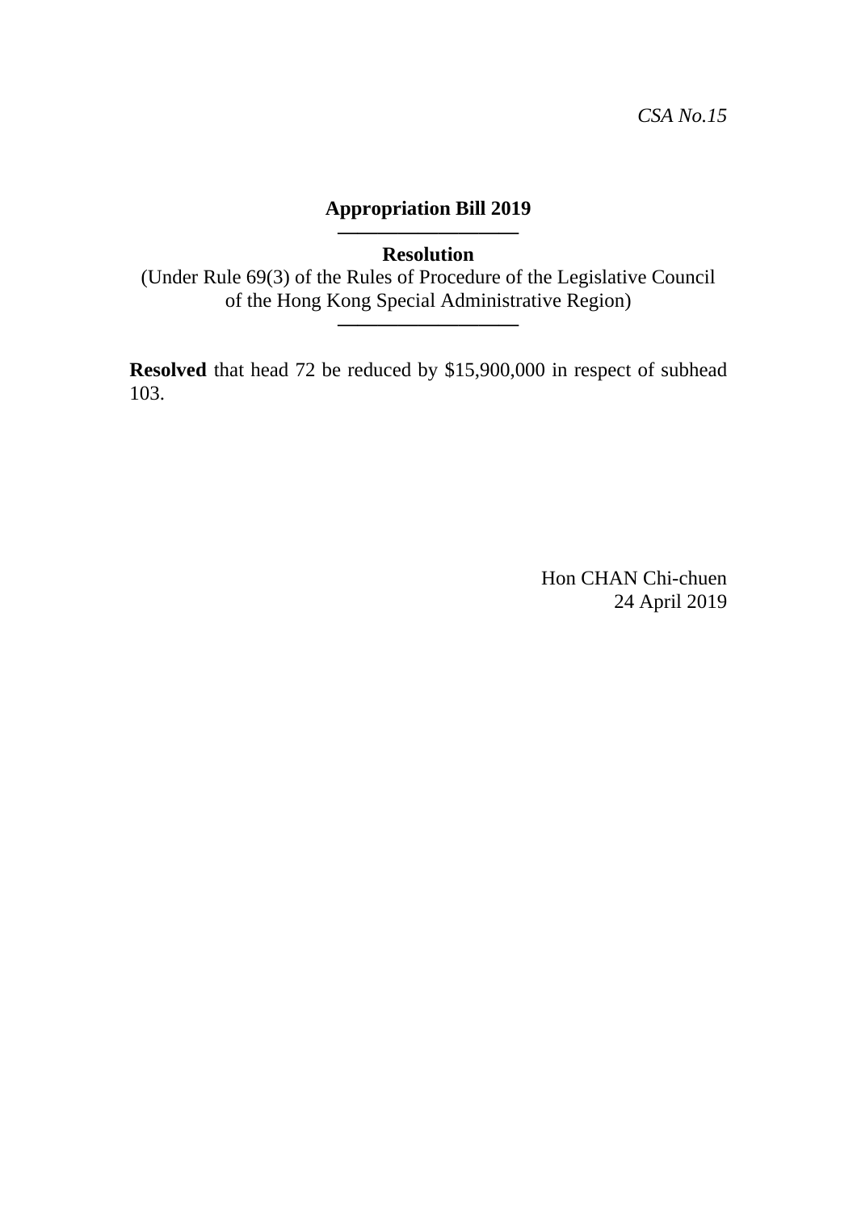*CSA No.15*

**Appropriation Bill 2019**

---

**Resolution**

(Under Rule 69(3) of the Rules of Procedure of the Legislative Council of the Hong Kong Special Administrative Region)

---

**Resolved** that head 72 be reduced by $15,900,000 in respect of subhead 103.

Hon CHAN Chi-chuen
24 April 2019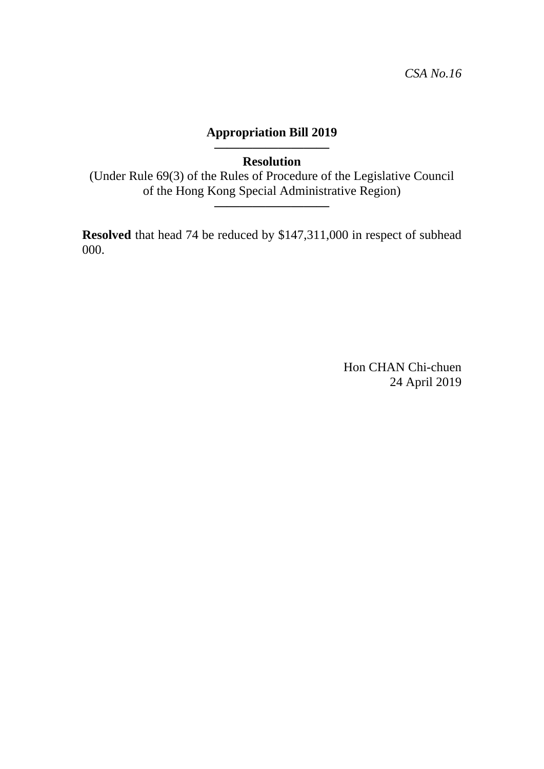*CSA No.16*

**Appropriation Bill 2019**

---

**Resolution**

(Under Rule 69(3) of the Rules of Procedure of the Legislative Council of the Hong Kong Special Administrative Region)

---

**Resolved** that head 74 be reduced by $147,311,000 in respect of subhead 000.

Hon CHAN Chi-chuen
24 April 2019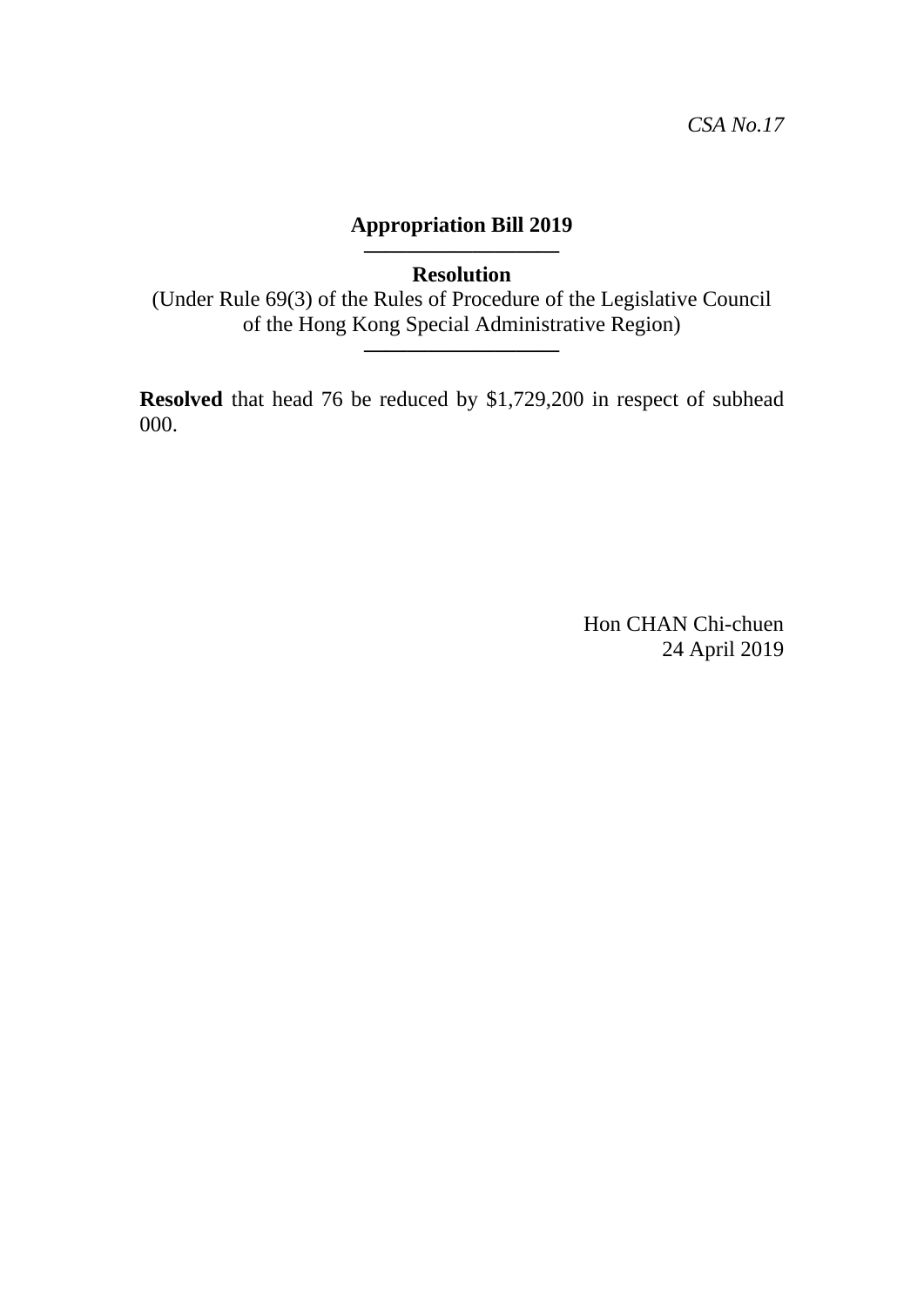*CSA No.17*

**Appropriation Bill 2019**

---

**Resolution**

(Under Rule 69(3) of the Rules of Procedure of the Legislative Council of the Hong Kong Special Administrative Region)

---

**Resolved** that head 76 be reduced by $1,729,200 in respect of subhead 000.

Hon CHAN Chi-chuen
24 April 2019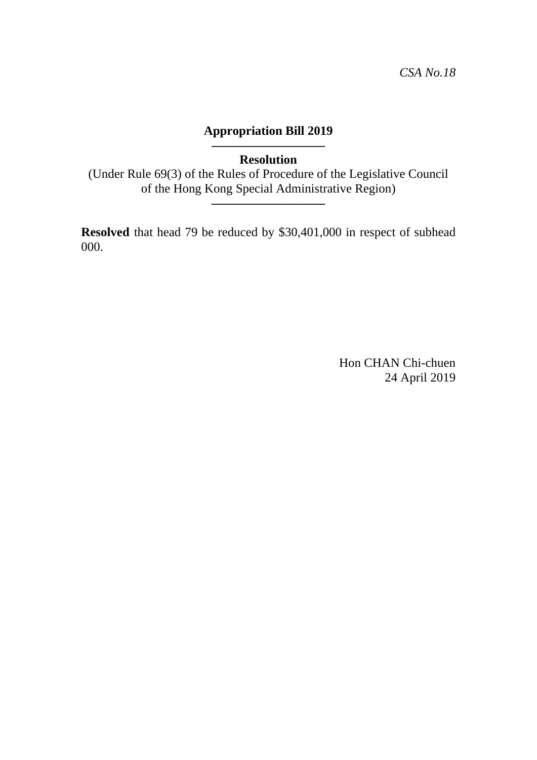*CSA No.18*

**Appropriation Bill 2019**

---

**Resolution**

(Under Rule 69(3) of the Rules of Procedure of the Legislative Council of the Hong Kong Special Administrative Region)

---

**Resolved** that head 79 be reduced by $30,401,000 in respect of subhead 000.

Hon CHAN Chi-chuen
24 April 2019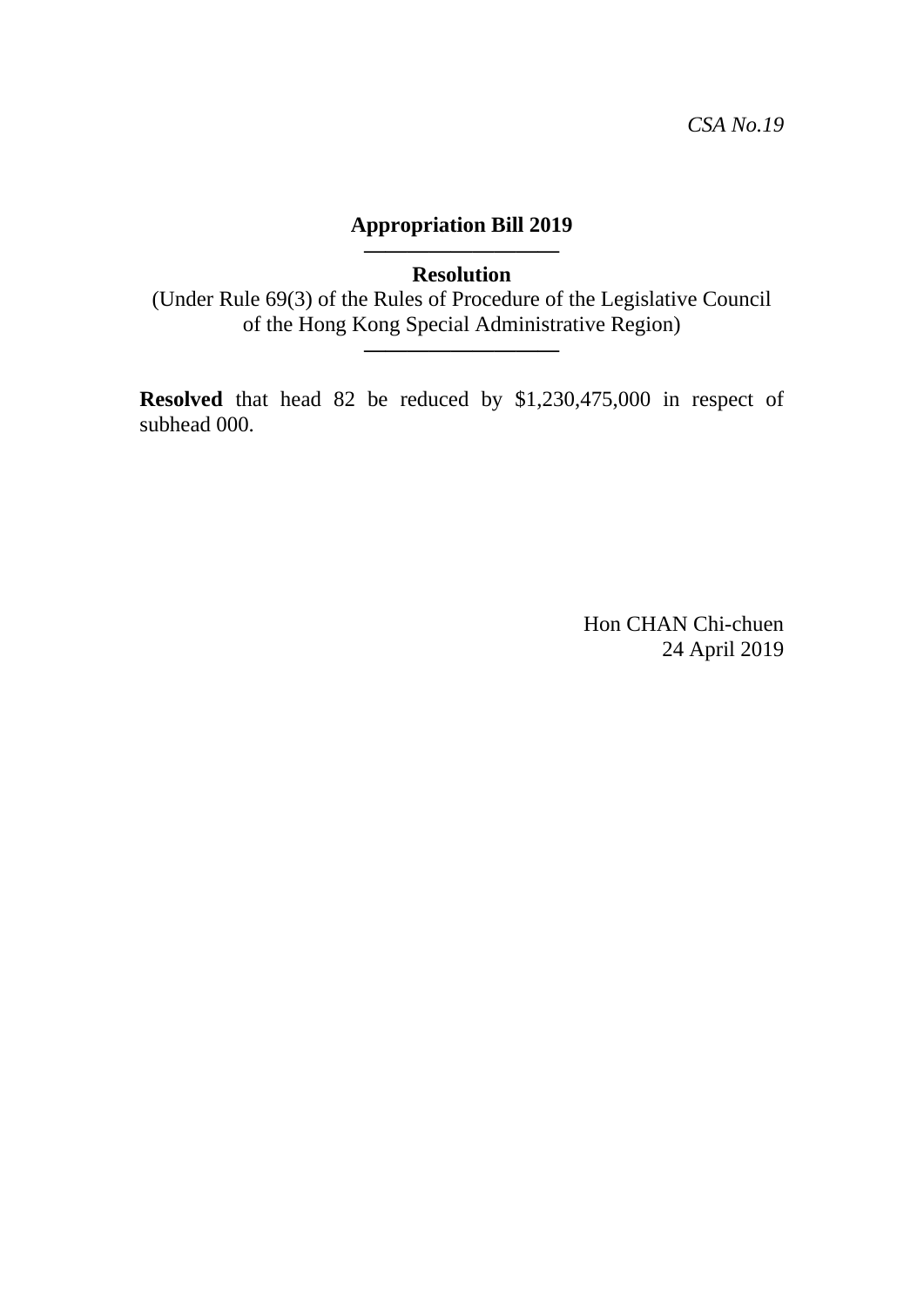*CSA No.19*

**Appropriation Bill 2019**

---

**Resolution**

(Under Rule 69(3) of the Rules of Procedure of the Legislative Council of the Hong Kong Special Administrative Region)

---

**Resolved** that head 82 be reduced by $1,230,475,000 in respect of subhead 000.

Hon CHAN Chi-chuen
24 April 2019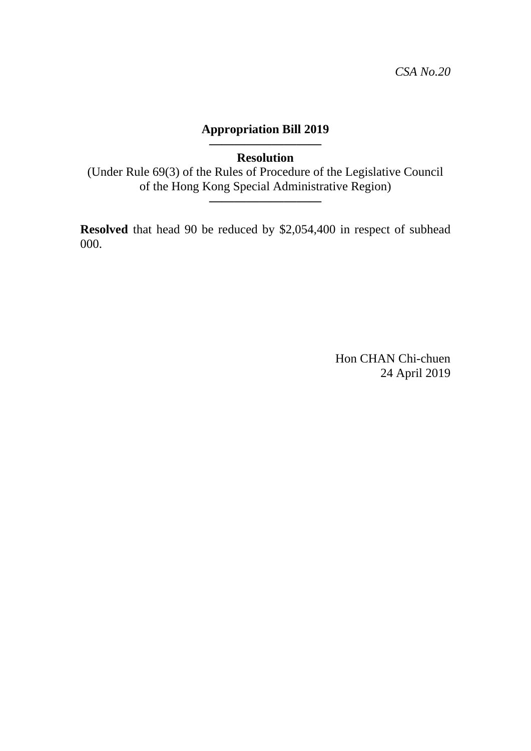*CSA No.20*

**Appropriation Bill 2019**

---

**Resolution**

(Under Rule 69(3) of the Rules of Procedure of the Legislative Council of the Hong Kong Special Administrative Region)

---

**Resolved** that head 90 be reduced by $2,054,400 in respect of subhead 000.

Hon CHAN Chi-chuen
24 April 2019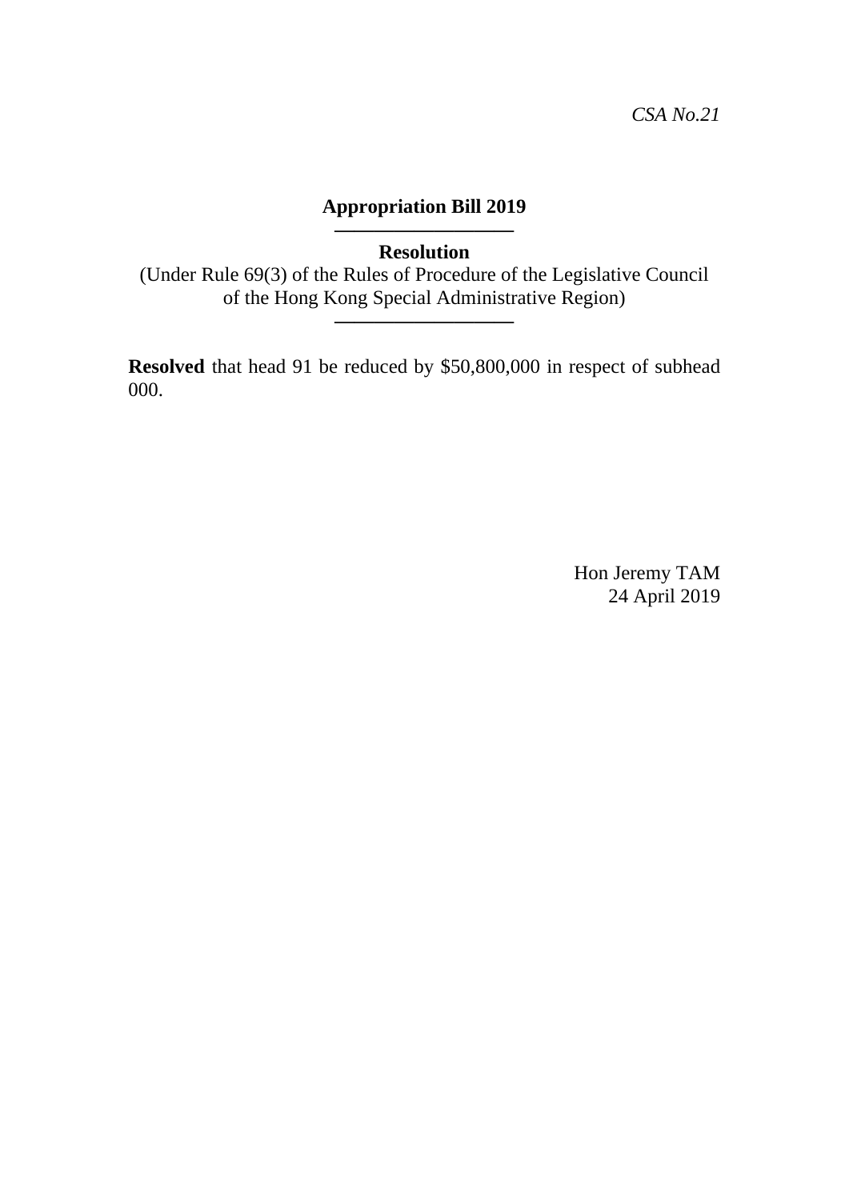*CSA No.21*

**Appropriation Bill 2019**

---

**Resolution**

(Under Rule 69(3) of the Rules of Procedure of the Legislative Council of the Hong Kong Special Administrative Region)

---

**Resolved** that head 91 be reduced by $50,800,000 in respect of subhead 000.

Hon Jeremy TAM
24 April 2019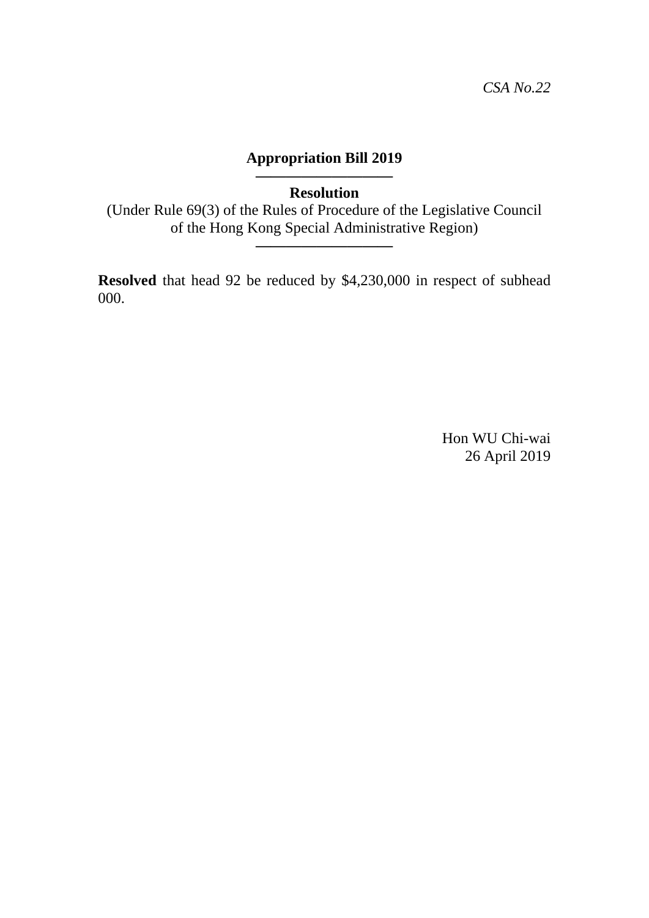*CSA No.22*

**Appropriation Bill 2019**

---

**Resolution**

(Under Rule 69(3) of the Rules of Procedure of the Legislative Council of the Hong Kong Special Administrative Region)

---

**Resolved** that head 92 be reduced by $4,230,000 in respect of subhead 000.

Hon WU Chi-wai
26 April 2019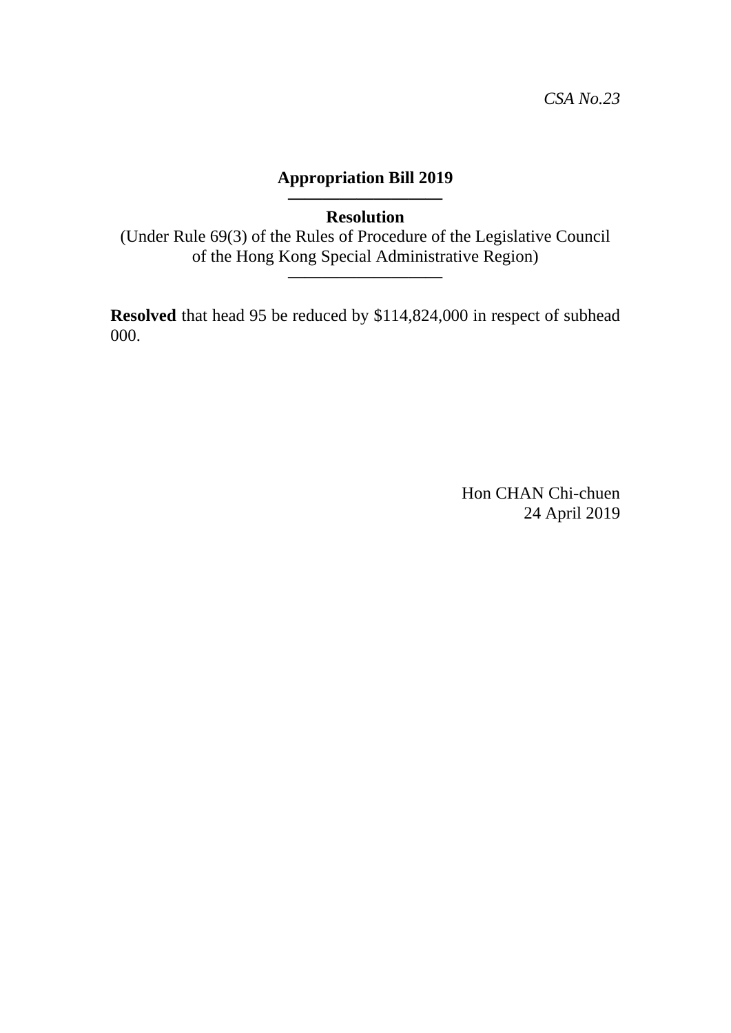*CSA No.23*

**Appropriation Bill 2019**

---

**Resolution**

(Under Rule 69(3) of the Rules of Procedure of the Legislative Council of the Hong Kong Special Administrative Region)

---

**Resolved** that head 95 be reduced by $114,824,000 in respect of subhead 000.

Hon CHAN Chi-chuen
24 April 2019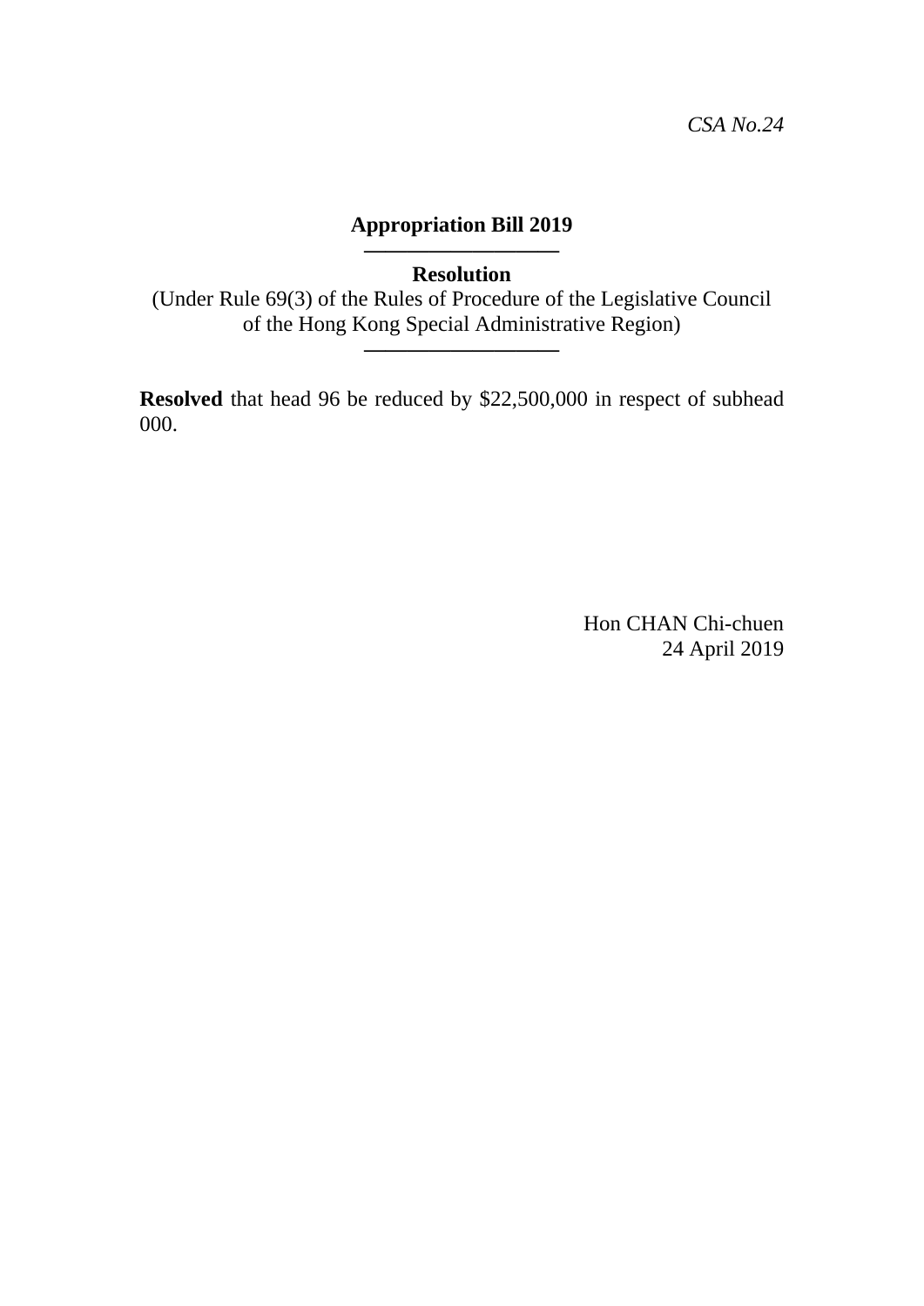*CSA No.24*

**Appropriation Bill 2019**

---

**Resolution**

(Under Rule 69(3) of the Rules of Procedure of the Legislative Council of the Hong Kong Special Administrative Region)

---

**Resolved** that head 96 be reduced by $22,500,000 in respect of subhead 000.

Hon CHAN Chi-chuen
24 April 2019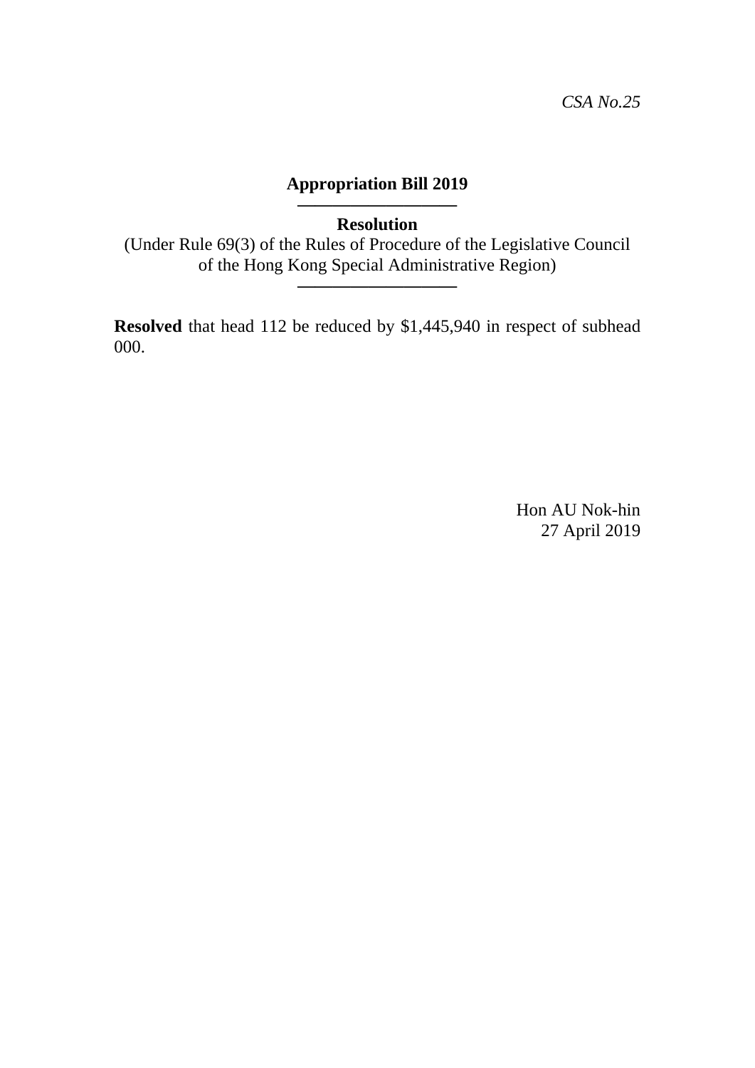*CSA No.25*

**Appropriation Bill 2019**

---

**Resolution**

(Under Rule 69(3) of the Rules of Procedure of the Legislative Council of the Hong Kong Special Administrative Region)

---

**Resolved** that head 112 be reduced by $1,445,940 in respect of subhead 000.

Hon AU Nok-hin
27 April 2019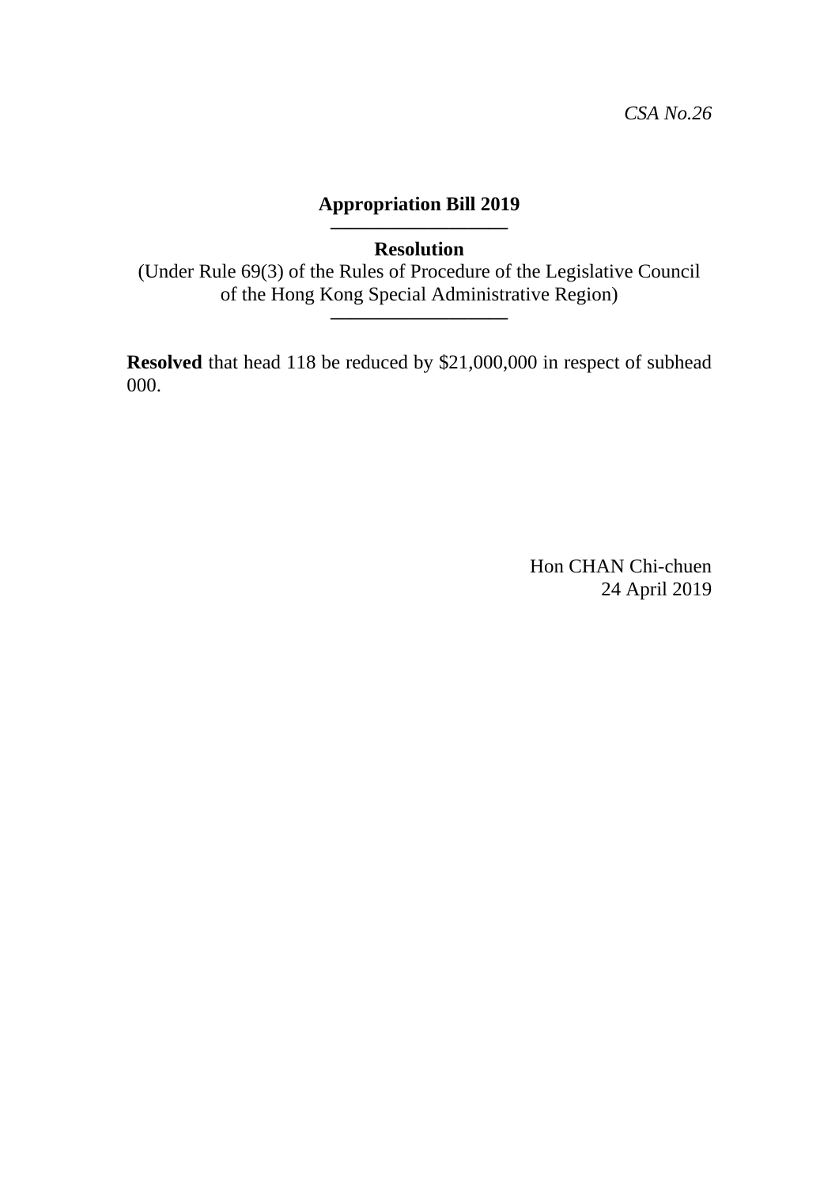*CSA No.26*

**Appropriation Bill 2019**

---

**Resolution**

(Under Rule 69(3) of the Rules of Procedure of the Legislative Council of the Hong Kong Special Administrative Region)

---

**Resolved** that head 118 be reduced by $21,000,000 in respect of subhead 000.

Hon CHAN Chi-chuen
24 April 2019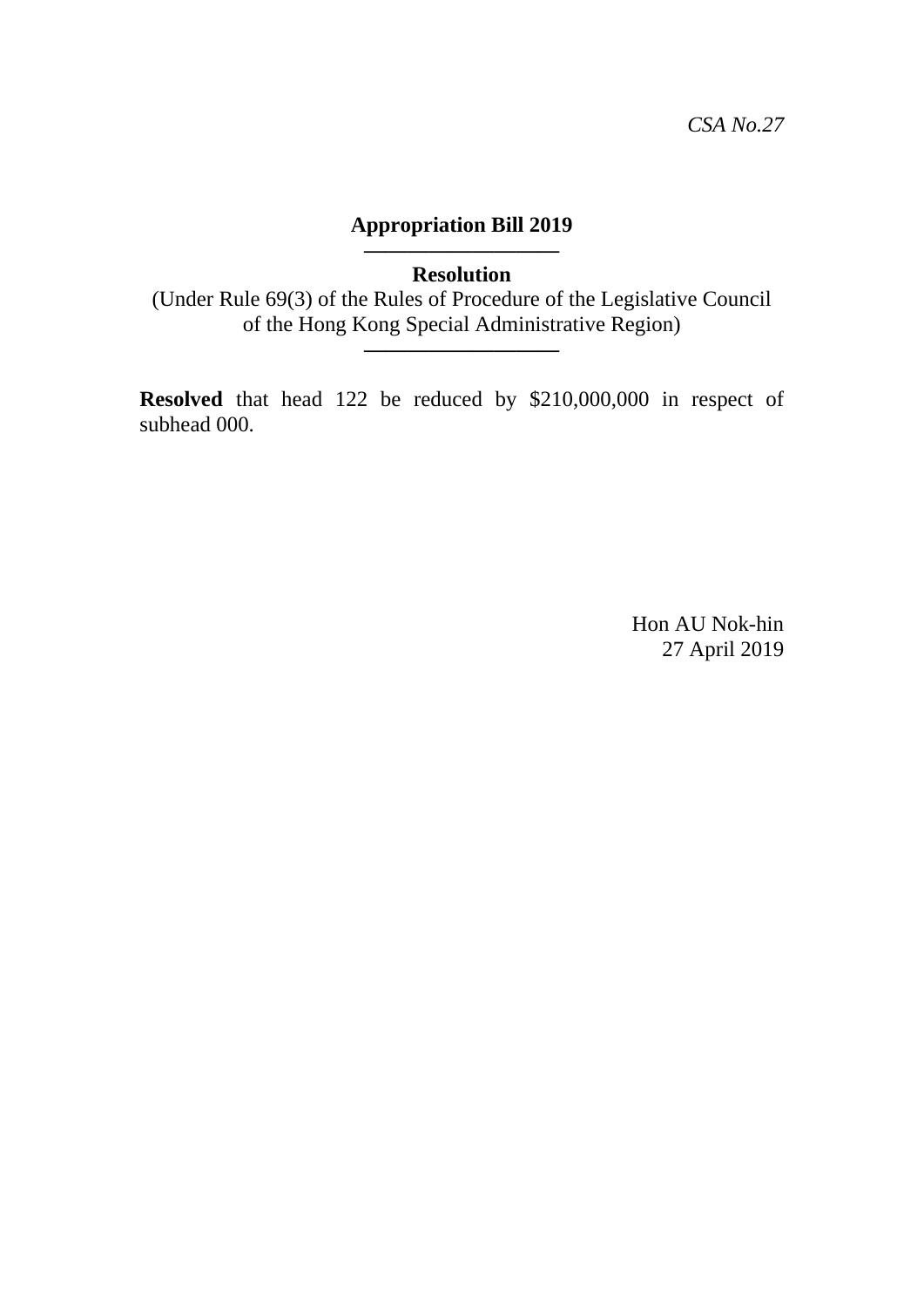*CSA No.27*

**Appropriation Bill 2019**

---

**Resolution**

(Under Rule 69(3) of the Rules of Procedure of the Legislative Council of the Hong Kong Special Administrative Region)

---

**Resolved** that head 122 be reduced by $210,000,000 in respect of subhead 000.

Hon AU Nok-hin
27 April 2019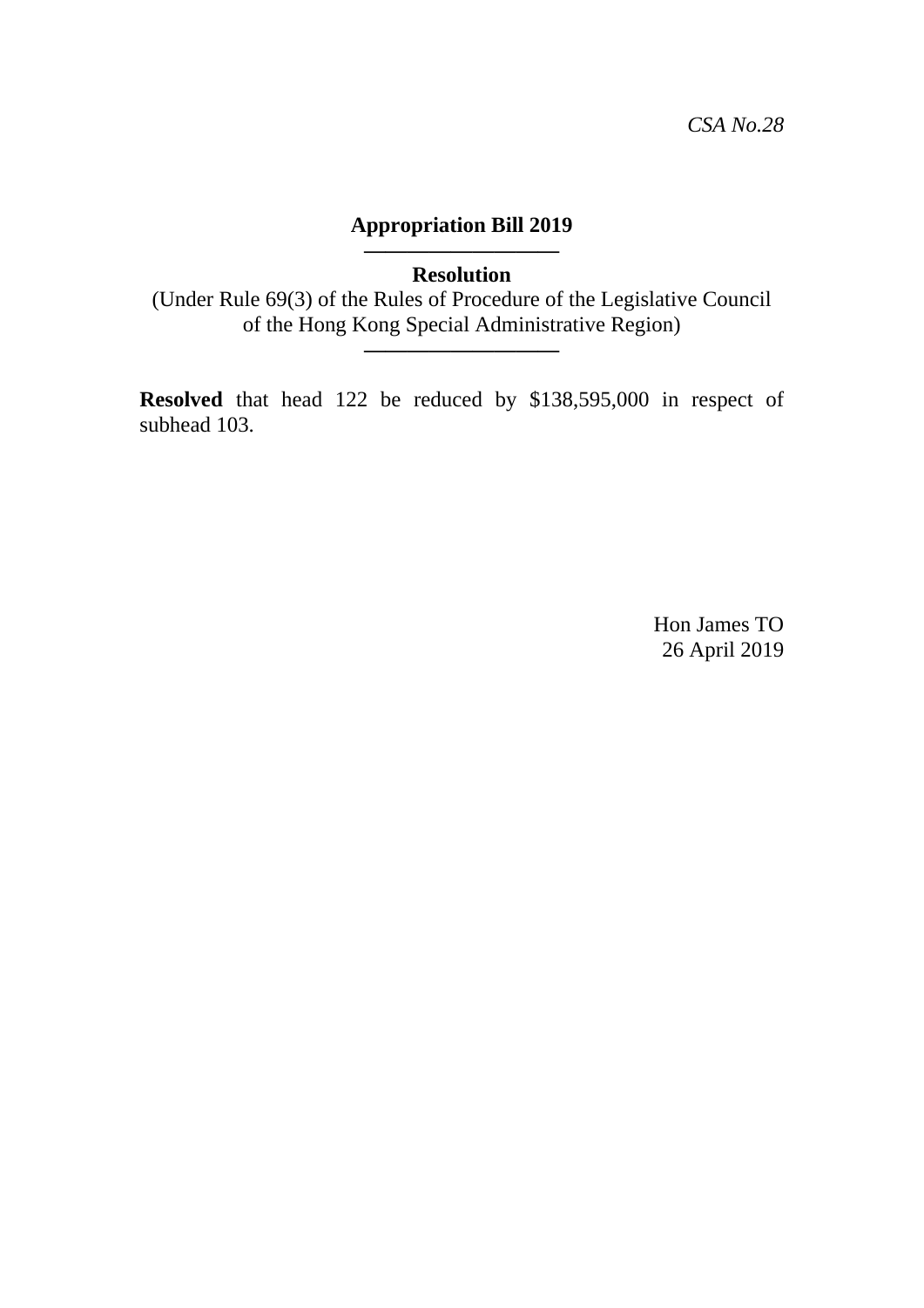*CSA No.28*

**Appropriation Bill 2019**

---

**Resolution**

(Under Rule 69(3) of the Rules of Procedure of the Legislative Council of the Hong Kong Special Administrative Region)

---

**Resolved** that head 122 be reduced by $138,595,000 in respect of subhead 103.

Hon James TO
26 April 2019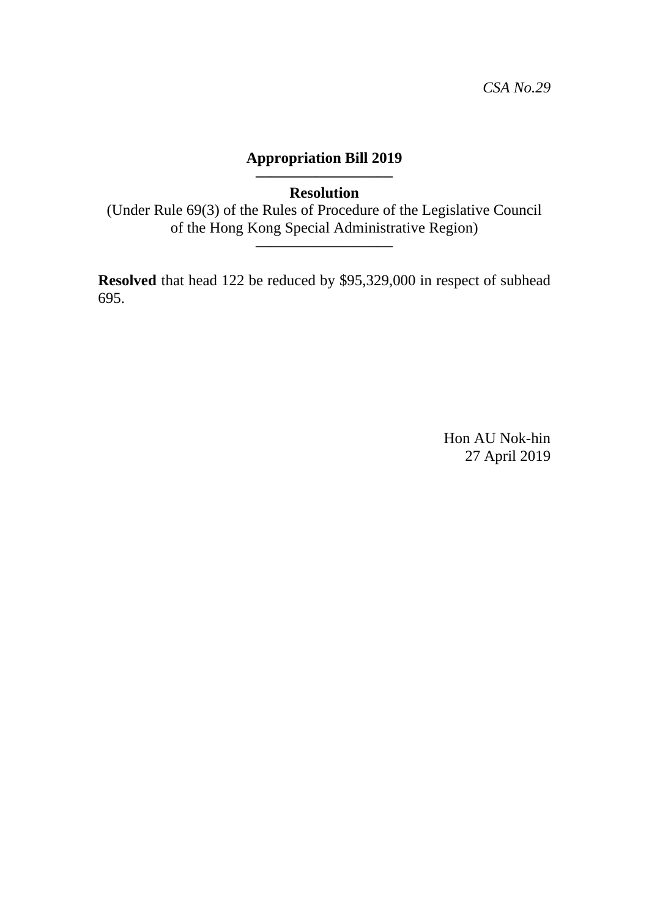*CSA No.29*

**Appropriation Bill 2019**

---

**Resolution**

(Under Rule 69(3) of the Rules of Procedure of the Legislative Council of the Hong Kong Special Administrative Region)

---

**Resolved** that head 122 be reduced by $95,329,000 in respect of subhead 695.

Hon AU Nok-hin
27 April 2019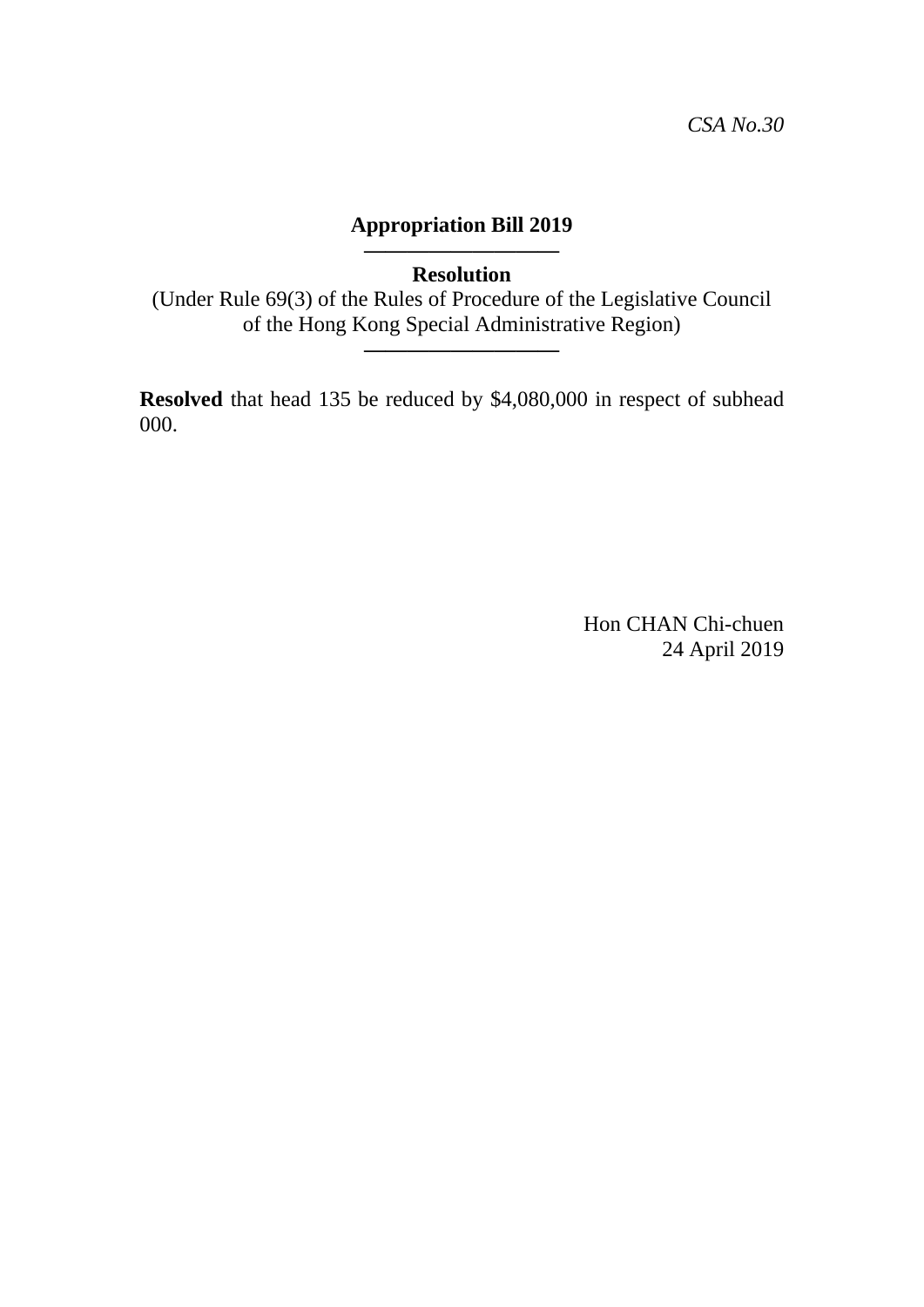*CSA No.30*

**Appropriation Bill 2019**

---

**Resolution**

(Under Rule 69(3) of the Rules of Procedure of the Legislative Council of the Hong Kong Special Administrative Region)

---

**Resolved** that head 135 be reduced by $4,080,000 in respect of subhead 000.

Hon CHAN Chi-chuen
24 April 2019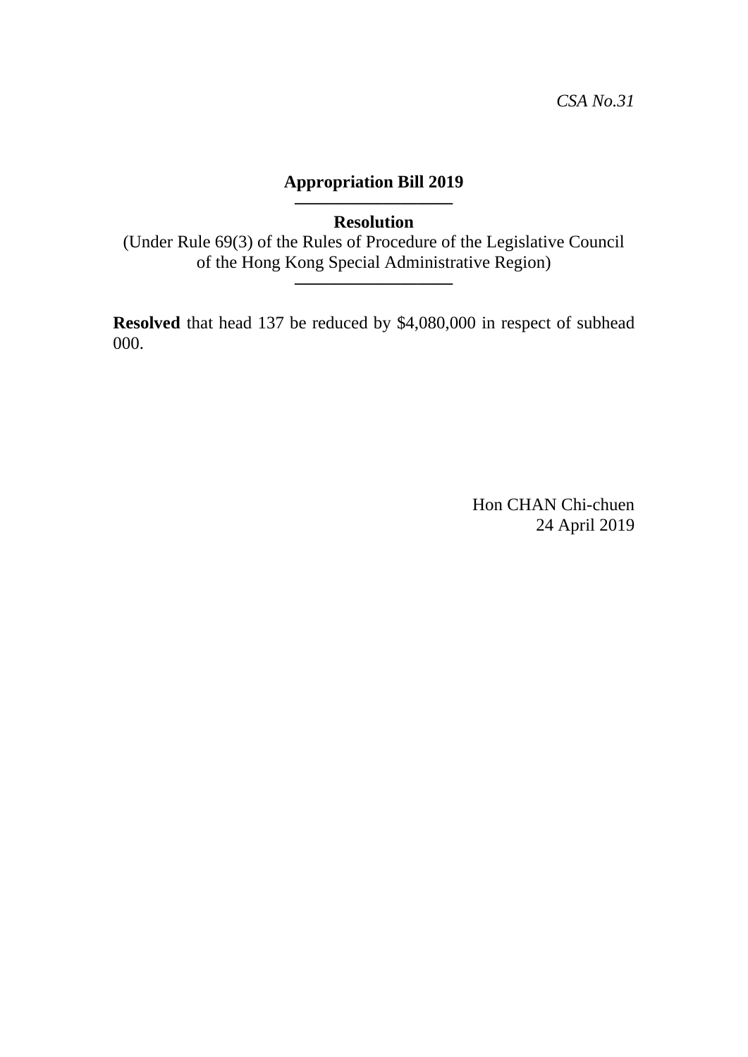*CSA No.31*

**Appropriation Bill 2019**

---

**Resolution**

(Under Rule 69(3) of the Rules of Procedure of the Legislative Council of the Hong Kong Special Administrative Region)

---

**Resolved** that head 137 be reduced by $4,080,000 in respect of subhead 000.

Hon CHAN Chi-chuen
24 April 2019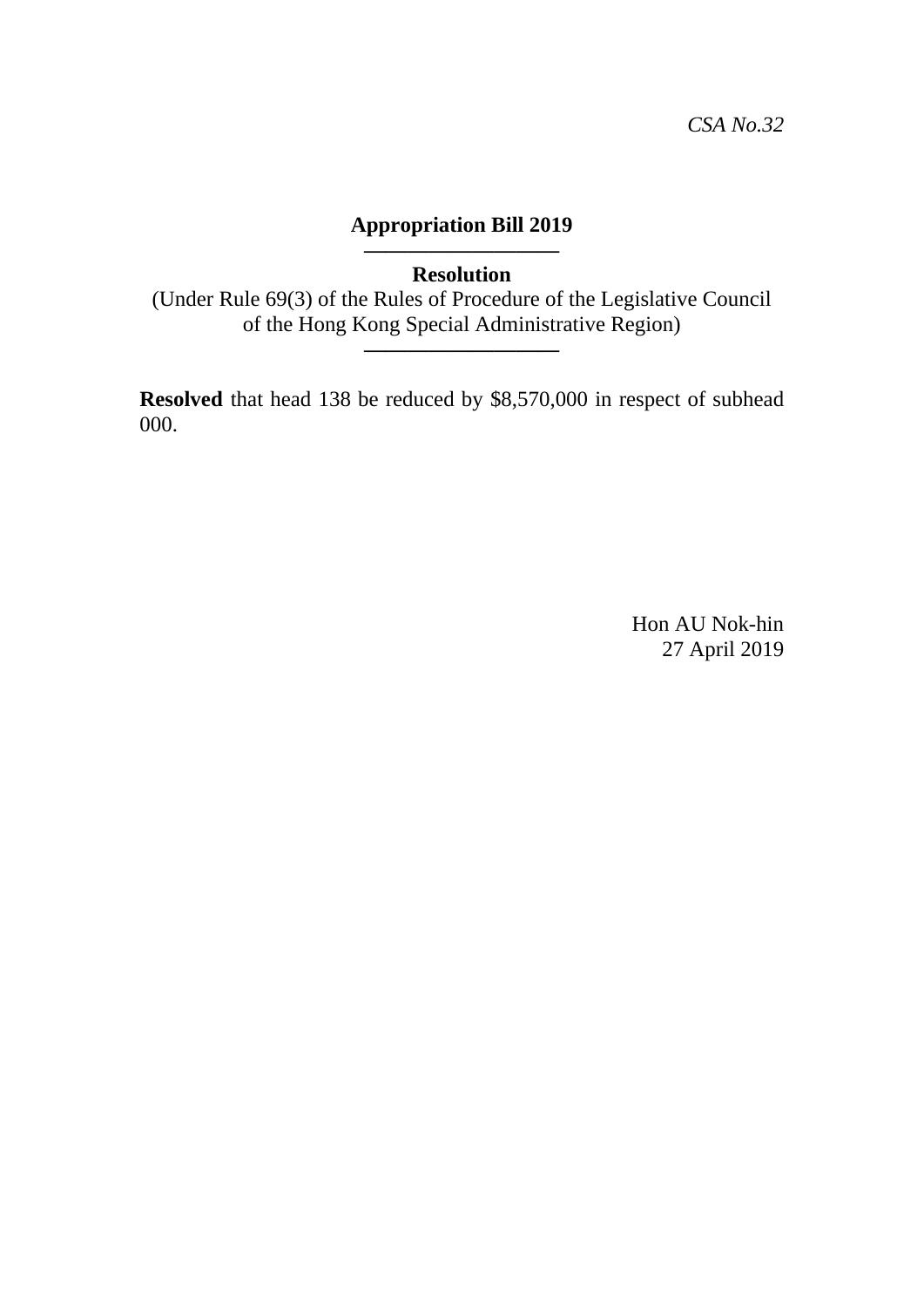*CSA No.32*

**Appropriation Bill 2019**

**Resolution**

(Under Rule 69(3) of the Rules of Procedure of the Legislative Council of the Hong Kong Special Administrative Region)

**Resolved** that head 138 be reduced by $8,570,000 in respect of subhead 000.

Hon AU Nok-hin
27 April 2019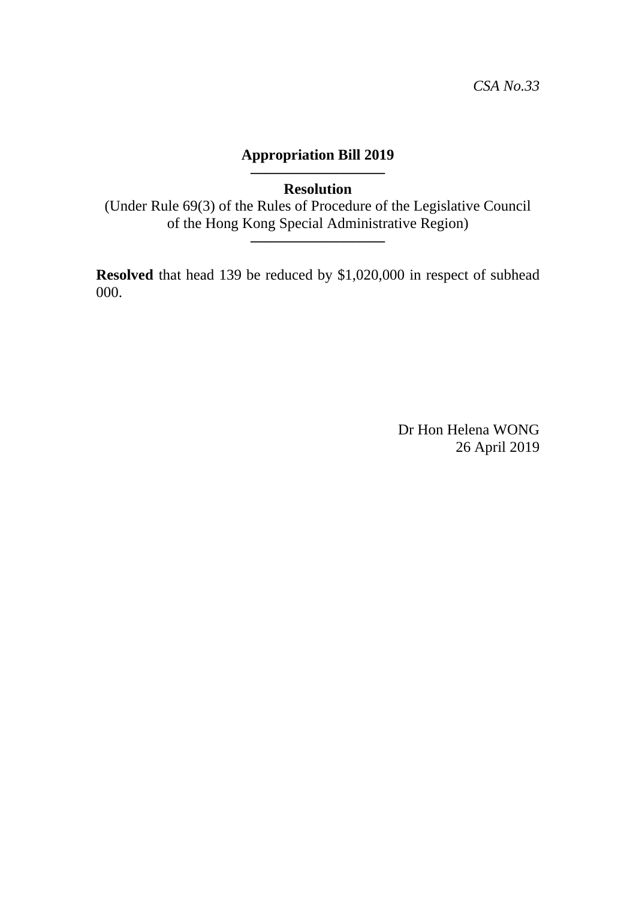*CSA No.33*

**Appropriation Bill 2019**

**Resolution**

(Under Rule 69(3) of the Rules of Procedure of the Legislative Council of the Hong Kong Special Administrative Region)

**Resolved** that head 139 be reduced by $1,020,000 in respect of subhead 000.

Dr Hon Helena WONG
26 April 2019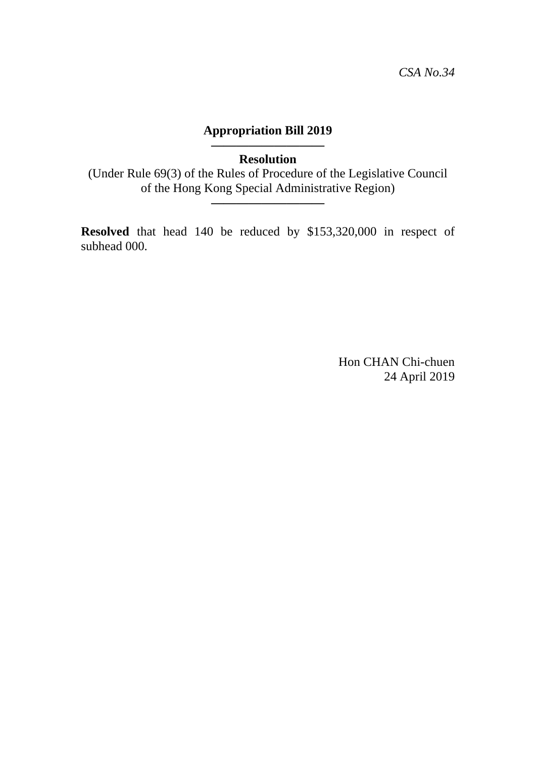*CSA No.34*

**Appropriation Bill 2019**

---

**Resolution**

(Under Rule 69(3) of the Rules of Procedure of the Legislative Council of the Hong Kong Special Administrative Region)

---

**Resolved** that head 140 be reduced by $153,320,000 in respect of subhead 000.

Hon CHAN Chi-chuen
24 April 2019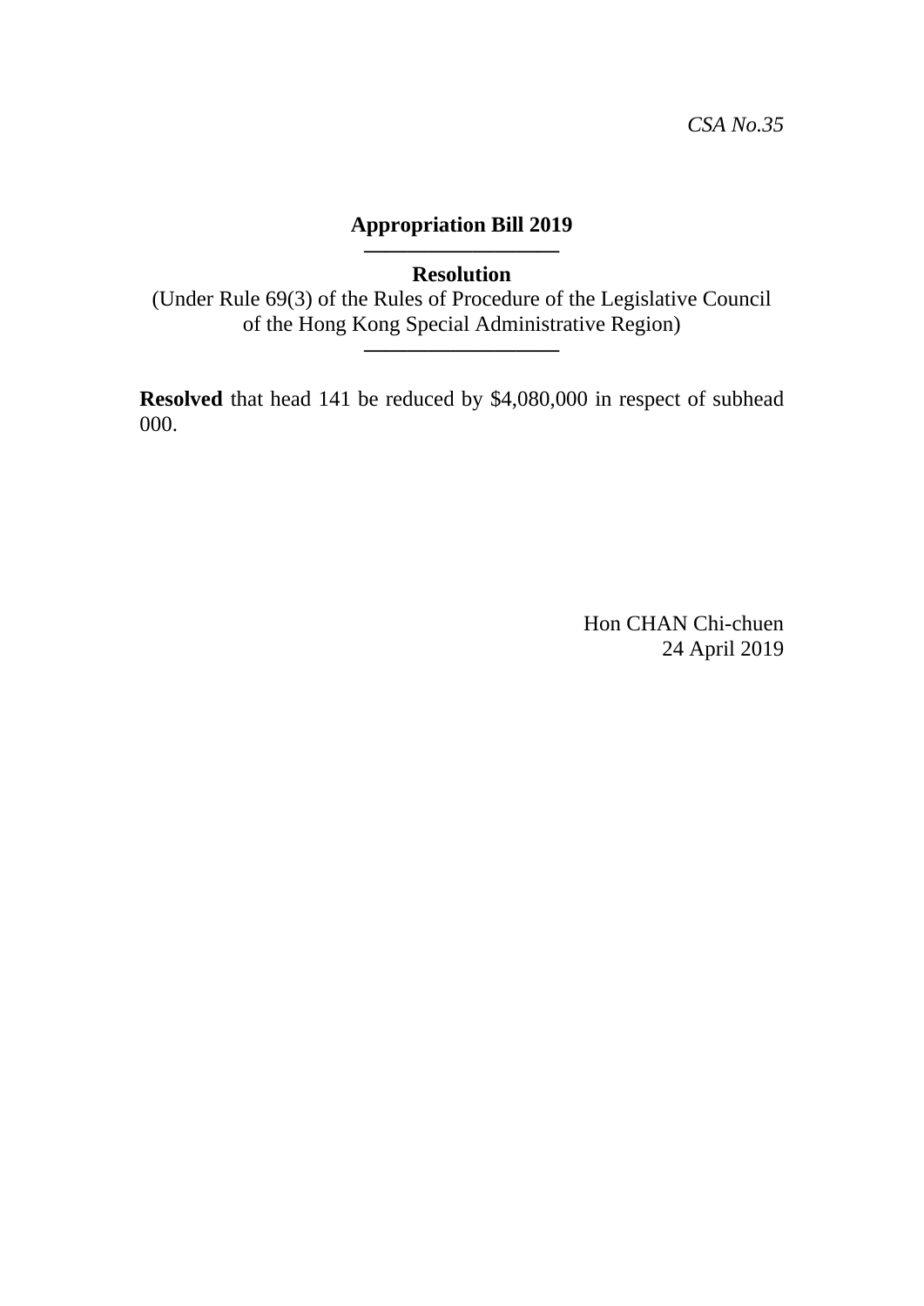*CSA No.35*

**Appropriation Bill 2019**

---

**Resolution**

(Under Rule 69(3) of the Rules of Procedure of the Legislative Council of the Hong Kong Special Administrative Region)

---

**Resolved** that head 141 be reduced by $4,080,000 in respect of subhead 000.

Hon CHAN Chi-chuen
24 April 2019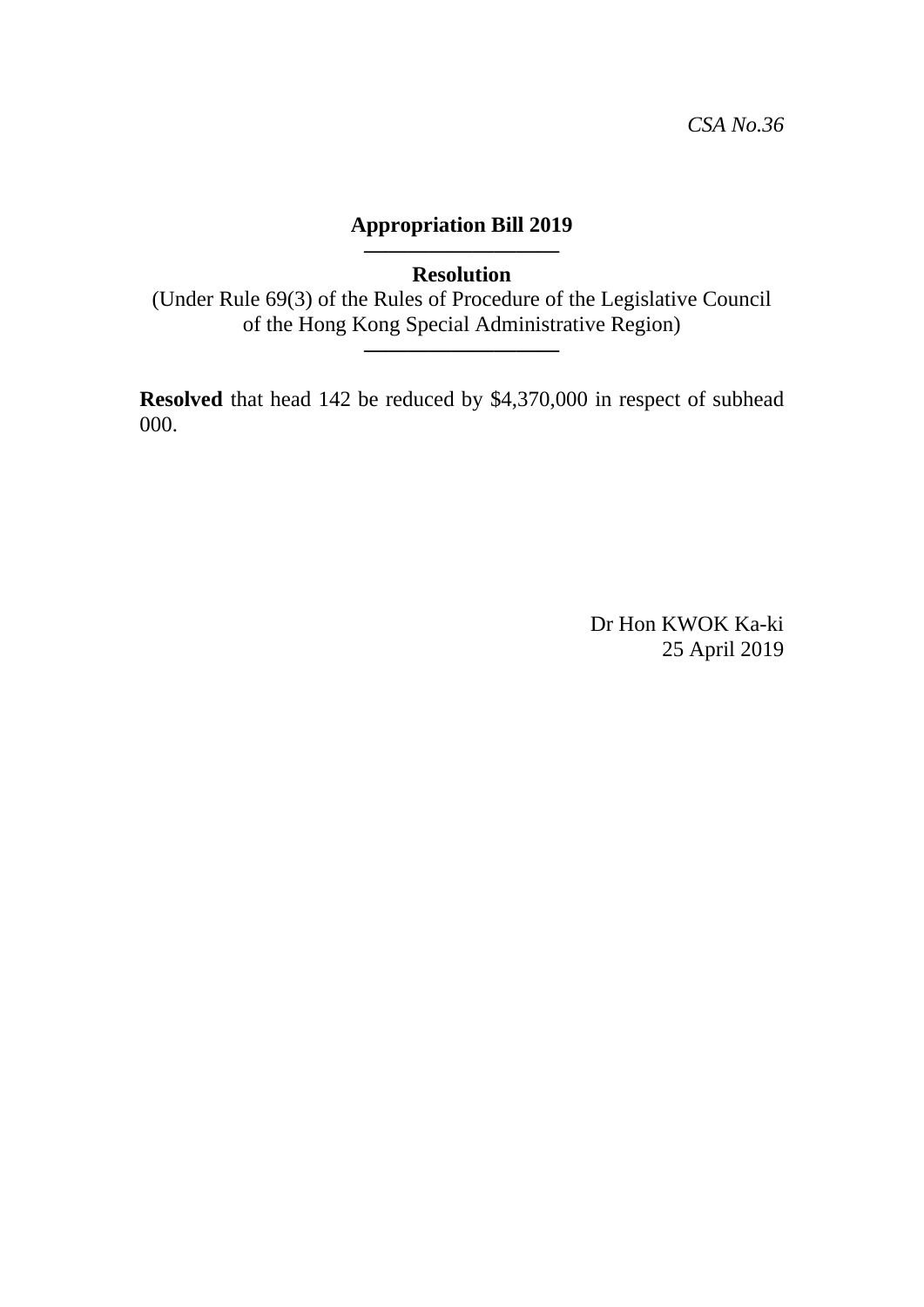*CSA No.36*

**Appropriation Bill 2019**

---

**Resolution**

(Under Rule 69(3) of the Rules of Procedure of the Legislative Council of the Hong Kong Special Administrative Region)

---

**Resolved** that head 142 be reduced by $4,370,000 in respect of subhead 000.

Dr Hon KWOK Ka-ki
25 April 2019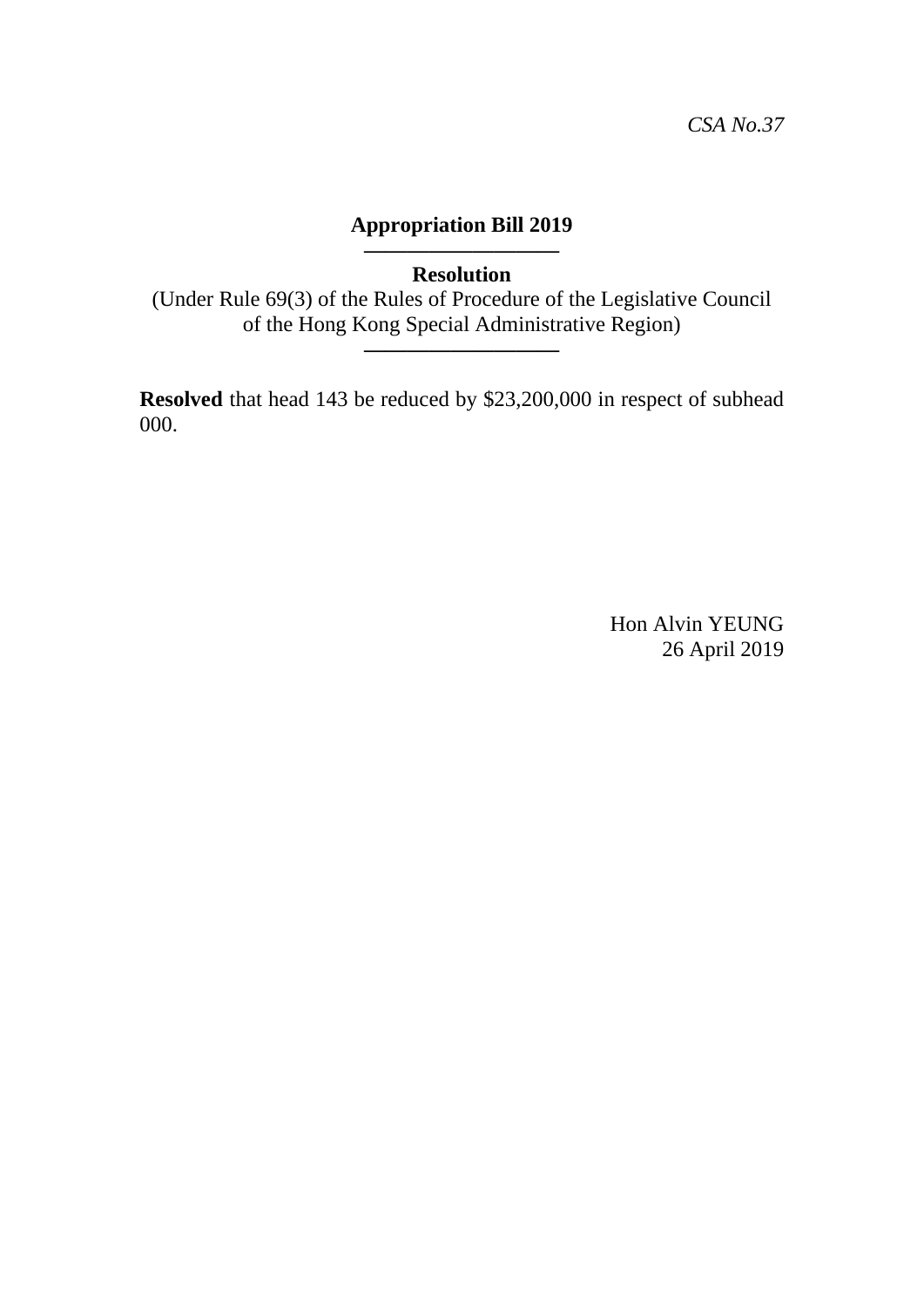*CSA No.37*

**Appropriation Bill 2019**

---

**Resolution**

(Under Rule 69(3) of the Rules of Procedure of the Legislative Council of the Hong Kong Special Administrative Region)

---

**Resolved** that head 143 be reduced by $23,200,000 in respect of subhead 000.

Hon Alvin YEUNG
26 April 2019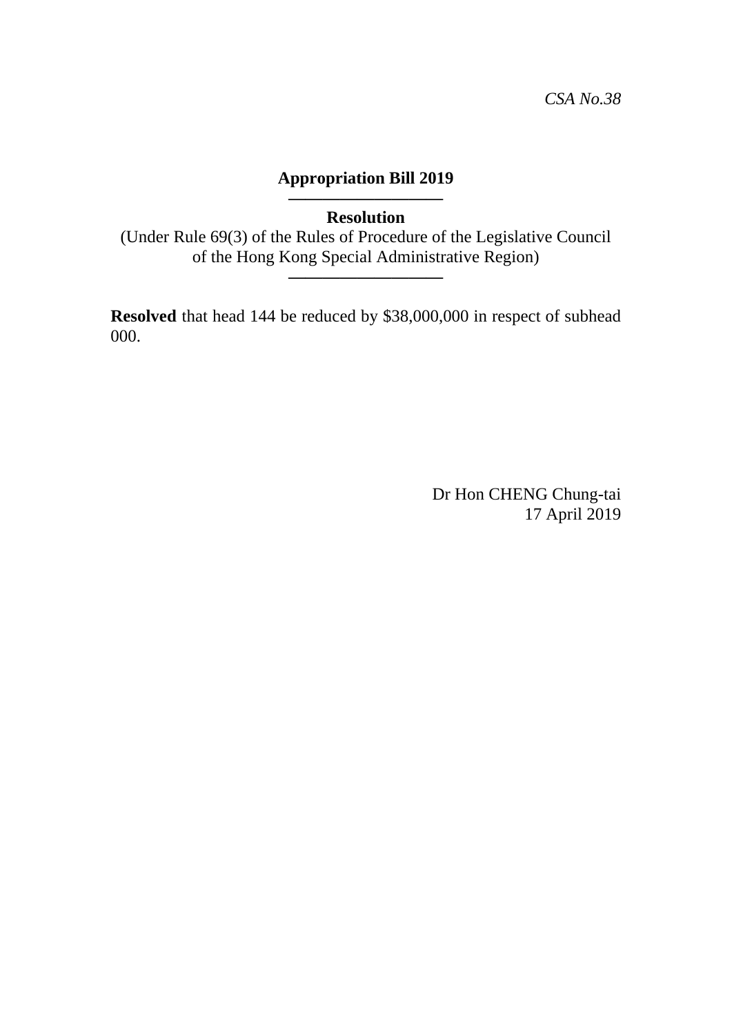*CSA No.38*

**Appropriation Bill 2019**

---

**Resolution**

(Under Rule 69(3) of the Rules of Procedure of the Legislative Council of the Hong Kong Special Administrative Region)

---

**Resolved** that head 144 be reduced by $38,000,000 in respect of subhead 000.

Dr Hon CHENG Chung-tai
17 April 2019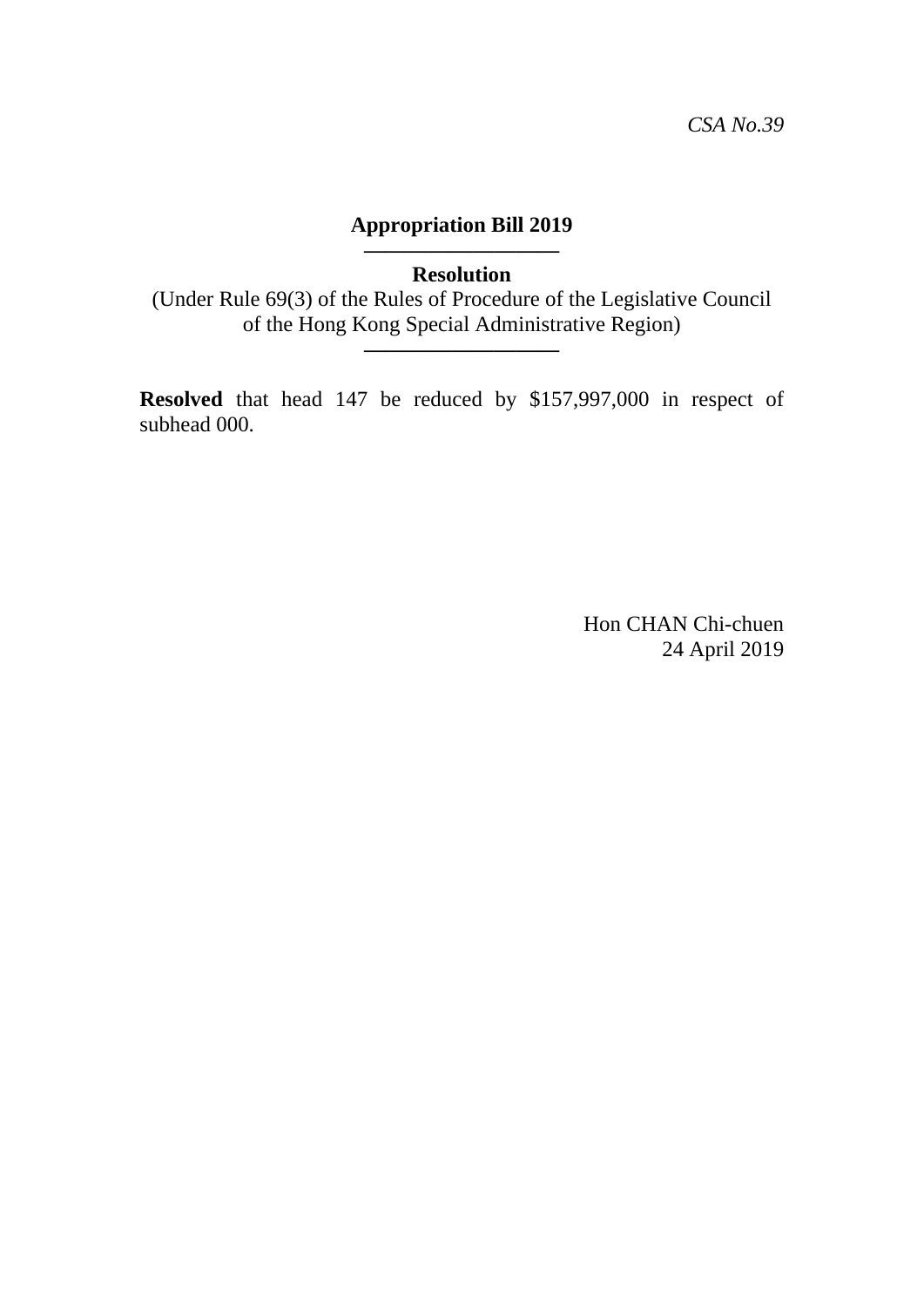*CSA No.39*

**Appropriation Bill 2019**

---

**Resolution**

(Under Rule 69(3) of the Rules of Procedure of the Legislative Council of the Hong Kong Special Administrative Region)

---

**Resolved** that head 147 be reduced by $157,997,000 in respect of subhead 000.

Hon CHAN Chi-chuen
24 April 2019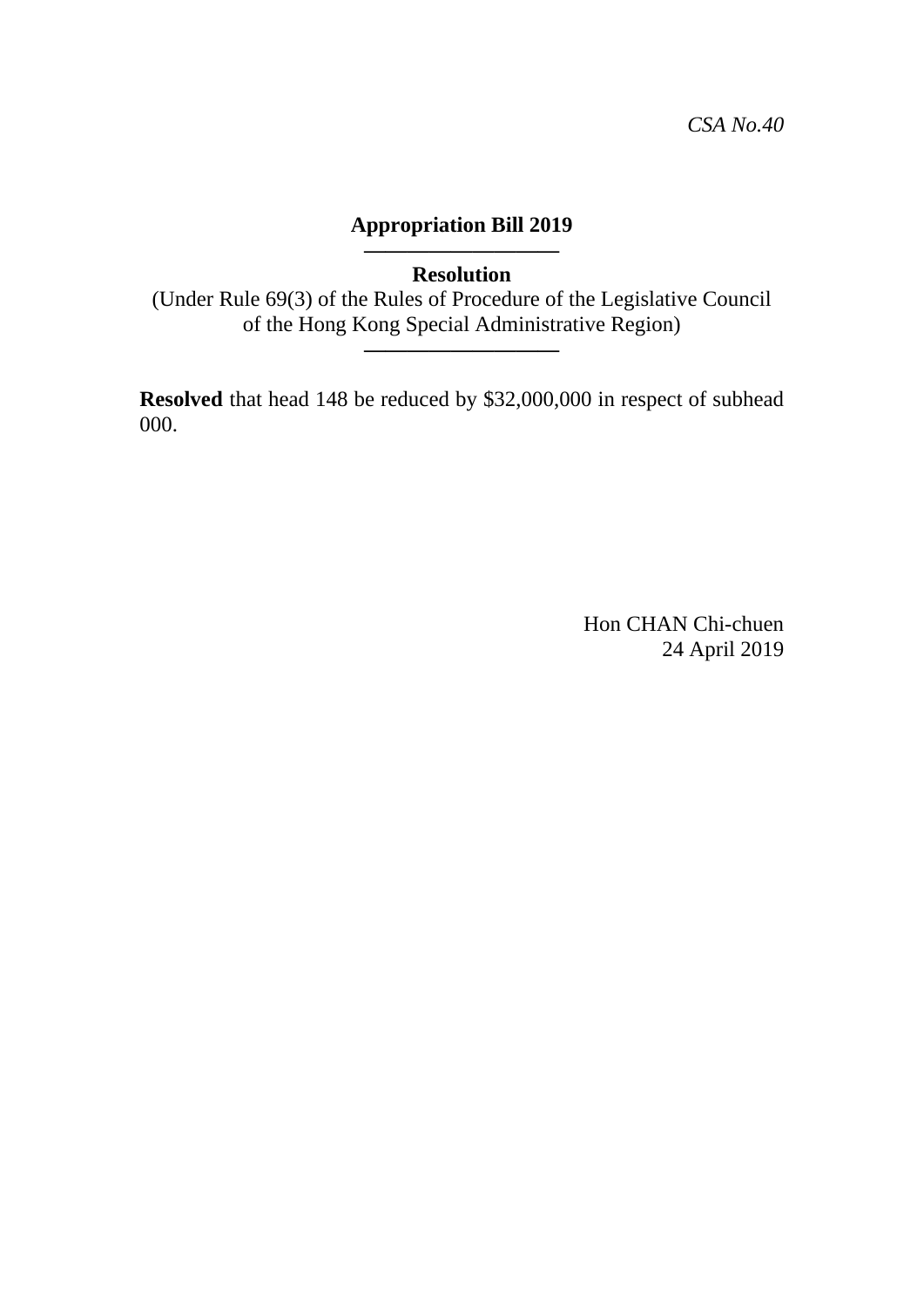*CSA No.40*

**Appropriation Bill 2019**

---

**Resolution**

(Under Rule 69(3) of the Rules of Procedure of the Legislative Council of the Hong Kong Special Administrative Region)

---

**Resolved** that head 148 be reduced by $32,000,000 in respect of subhead 000.

Hon CHAN Chi-chuen
24 April 2019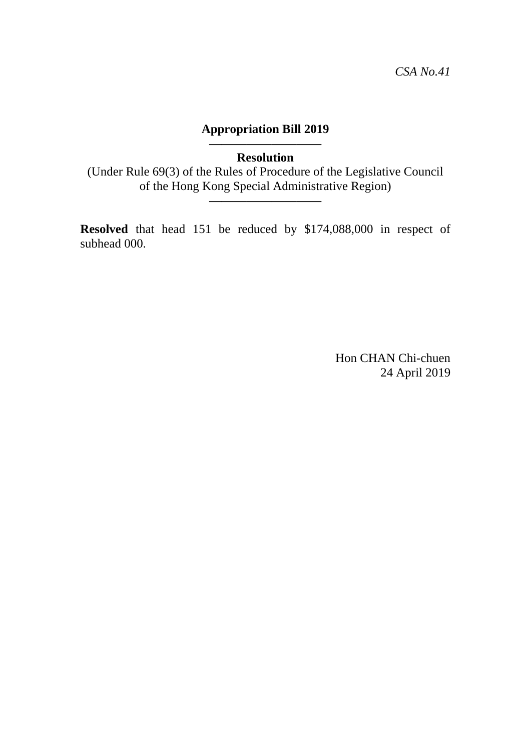*CSA No.41*

**Appropriation Bill 2019**

---

**Resolution**

(Under Rule 69(3) of the Rules of Procedure of the Legislative Council of the Hong Kong Special Administrative Region)

---

**Resolved** that head 151 be reduced by $174,088,000 in respect of subhead 000.

Hon CHAN Chi-chuen
24 April 2019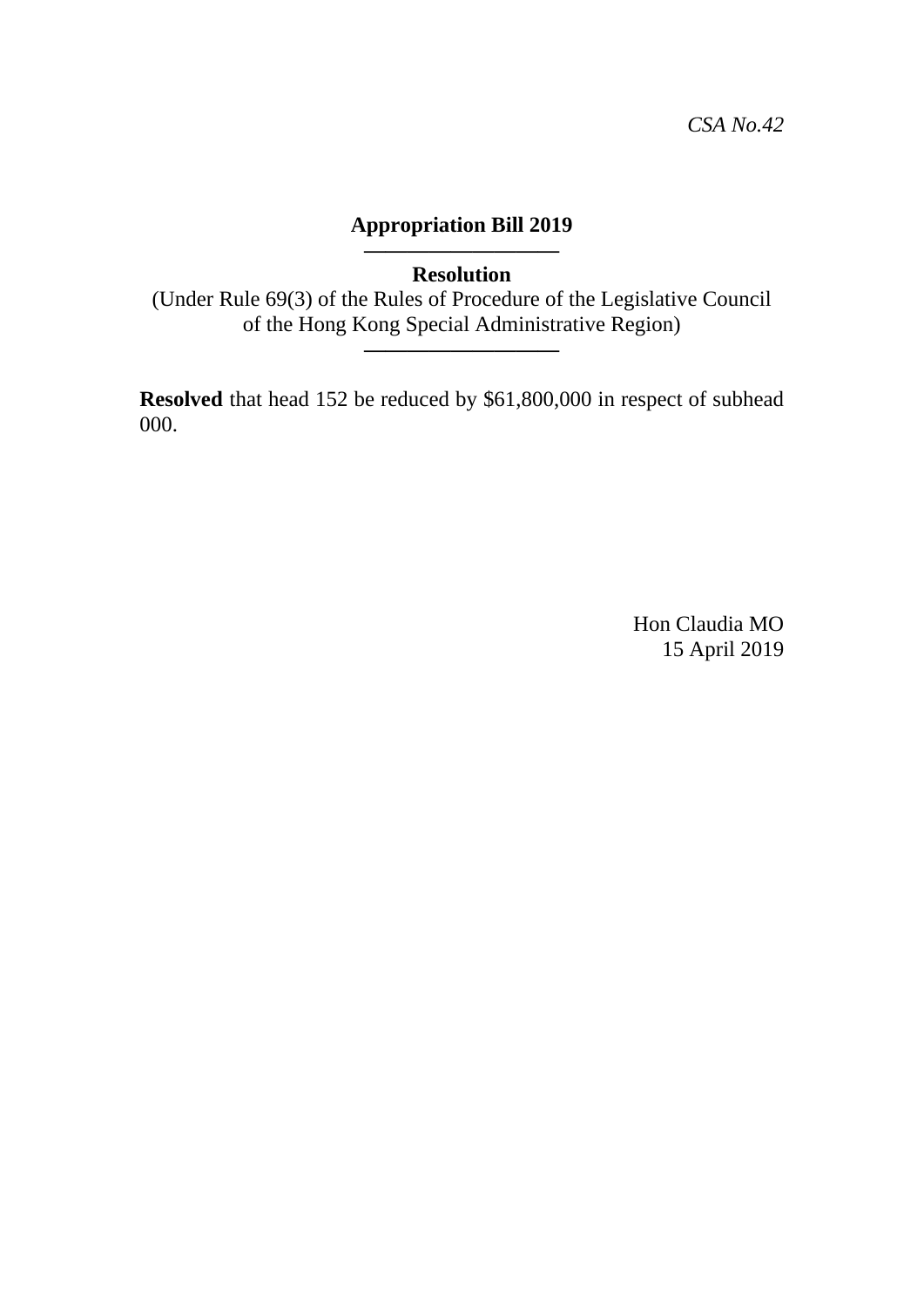*CSA No.42*

## Appropriation Bill 2019

---

**Resolution**

(Under Rule 69(3) of the Rules of Procedure of the Legislative Council of the Hong Kong Special Administrative Region)

---

**Resolved** that head 152 be reduced by $61,800,000 in respect of subhead 000.

Hon Claudia MO
15 April 2019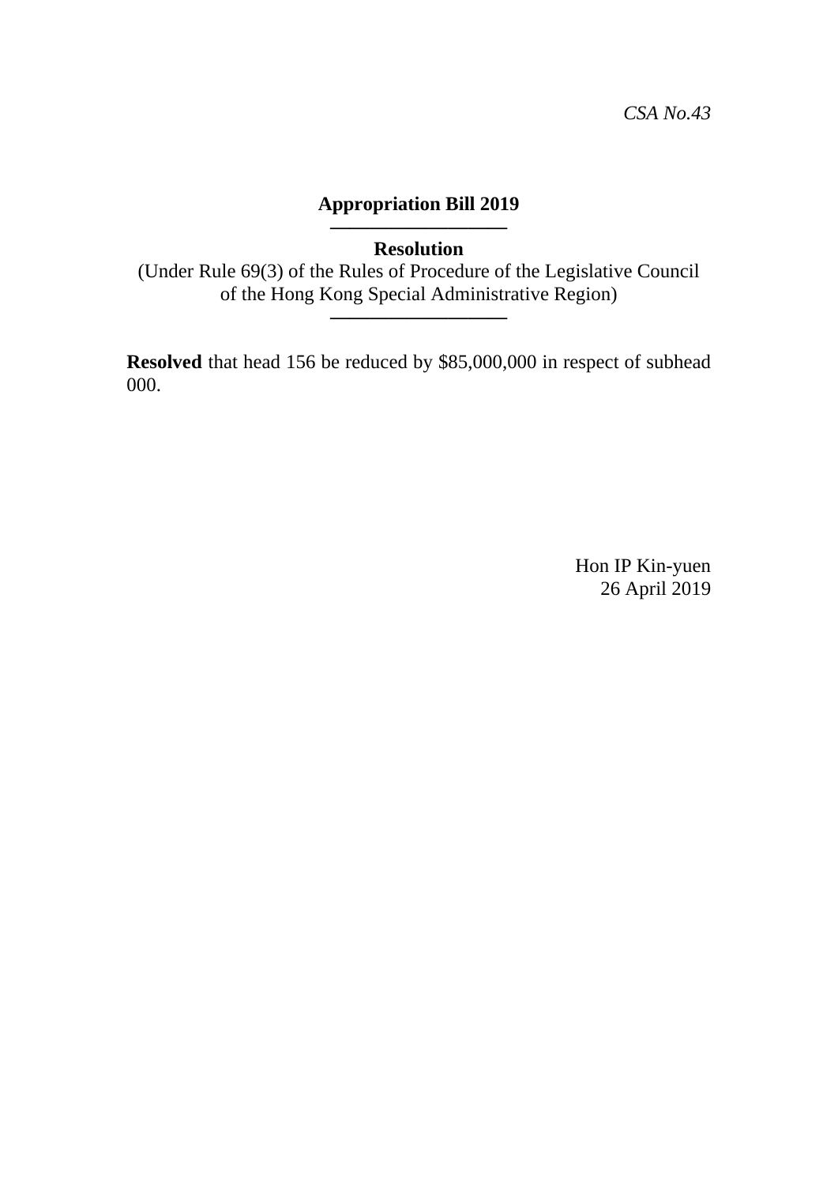*CSA No.43*

**Appropriation Bill 2019**

---

**Resolution**

(Under Rule 69(3) of the Rules of Procedure of the Legislative Council of the Hong Kong Special Administrative Region)

---

**Resolved** that head 156 be reduced by $85,000,000 in respect of subhead 000.

Hon IP Kin-yuen
26 April 2019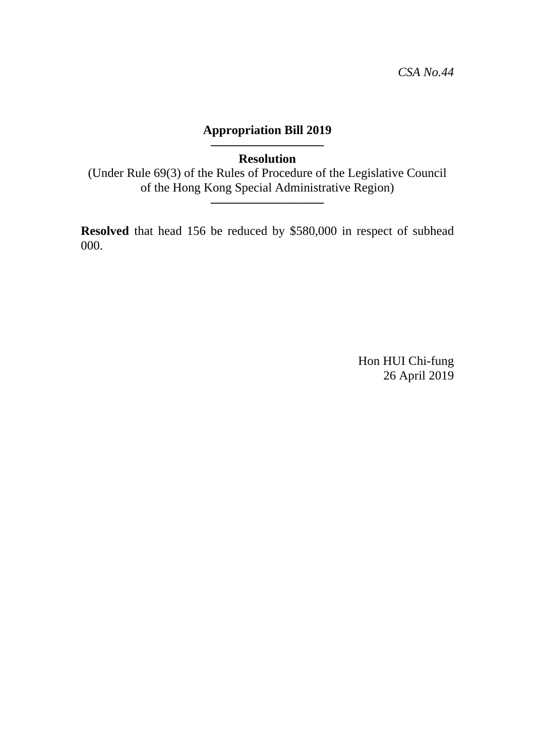*CSA No.44*

# Appropriation Bill 2019

---

**Resolution**

(Under Rule 69(3) of the Rules of Procedure of the Legislative Council of the Hong Kong Special Administrative Region)

---

**Resolved** that head 156 be reduced by $580,000 in respect of subhead 000.

Hon HUI Chi-fung
26 April 2019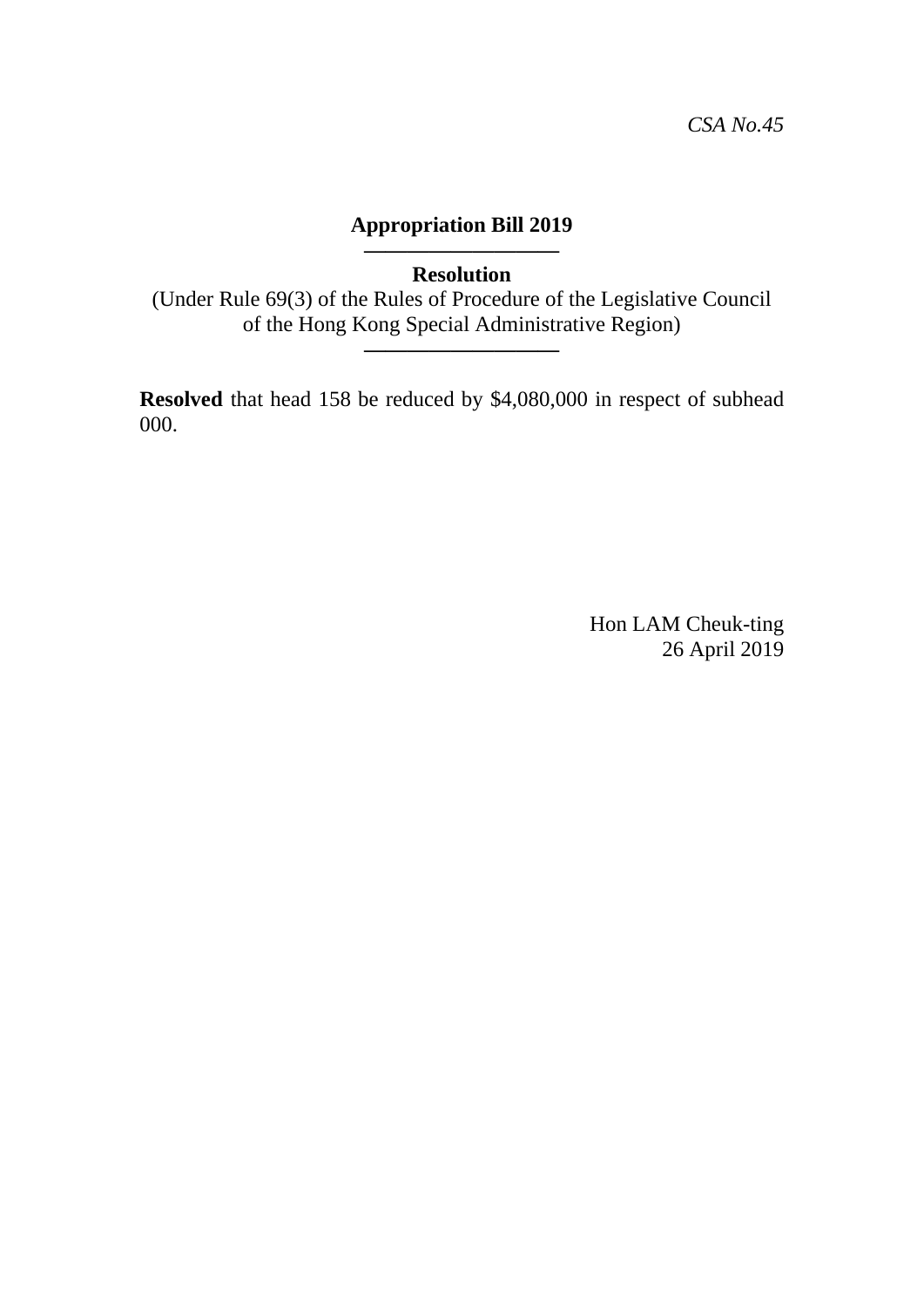*CSA No.45*

**Appropriation Bill 2019**

---

**Resolution**

(Under Rule 69(3) of the Rules of Procedure of the Legislative Council of the Hong Kong Special Administrative Region)

---

**Resolved** that head 158 be reduced by $4,080,000 in respect of subhead 000.

Hon LAM Cheuk-ting
26 April 2019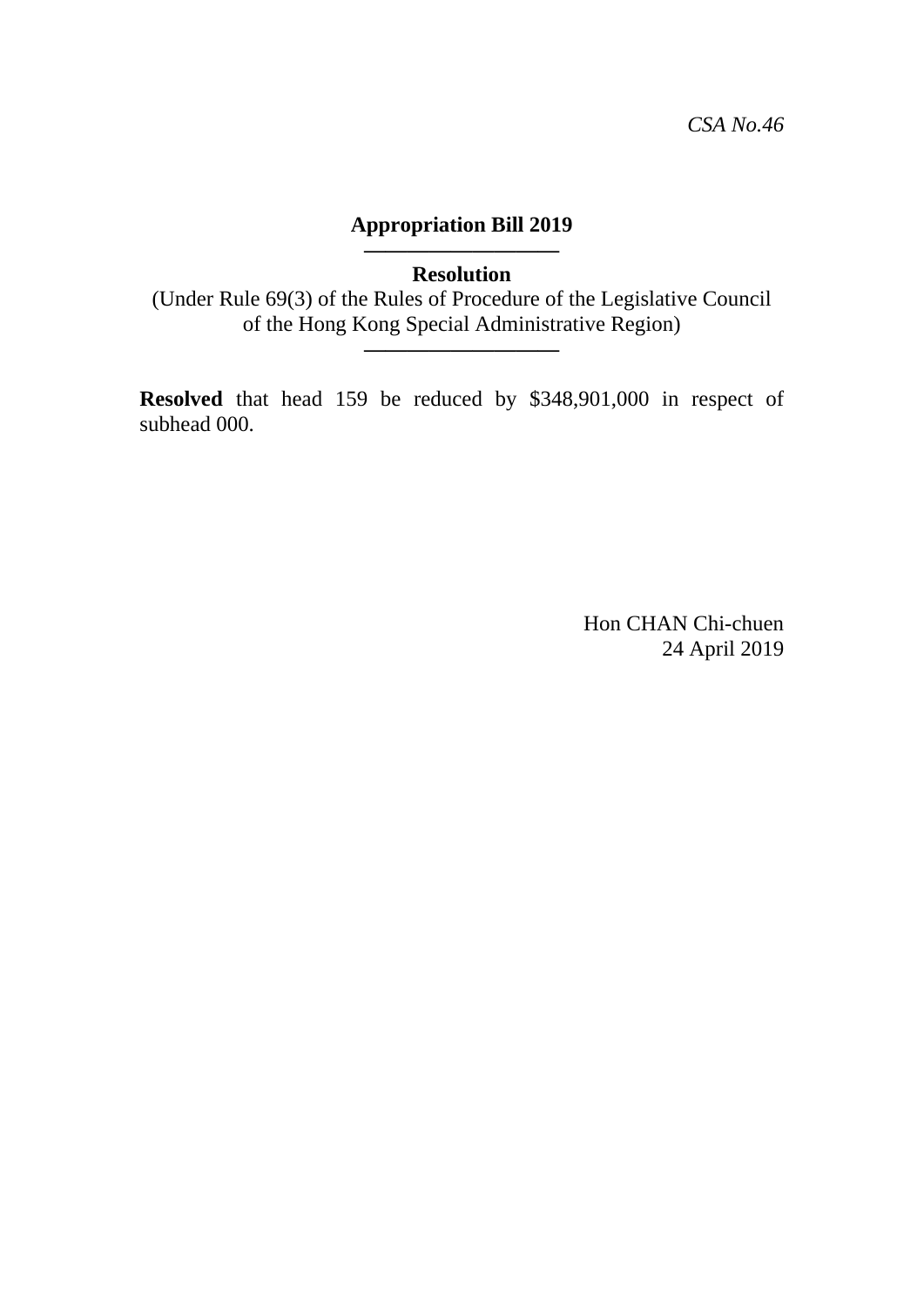*CSA No.46*

**Appropriation Bill 2019**

---

**Resolution**

(Under Rule 69(3) of the Rules of Procedure of the Legislative Council of the Hong Kong Special Administrative Region)

---

**Resolved** that head 159 be reduced by $348,901,000 in respect of subhead 000.

Hon CHAN Chi-chuen
24 April 2019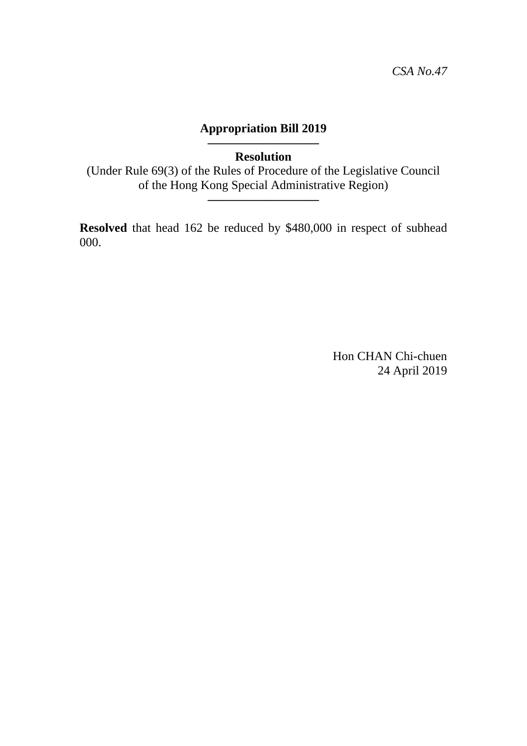*CSA No.47*

**Appropriation Bill 2019**

---

**Resolution**

(Under Rule 69(3) of the Rules of Procedure of the Legislative Council of the Hong Kong Special Administrative Region)

---

**Resolved** that head 162 be reduced by $480,000 in respect of subhead 000.

Hon CHAN Chi-chuen
24 April 2019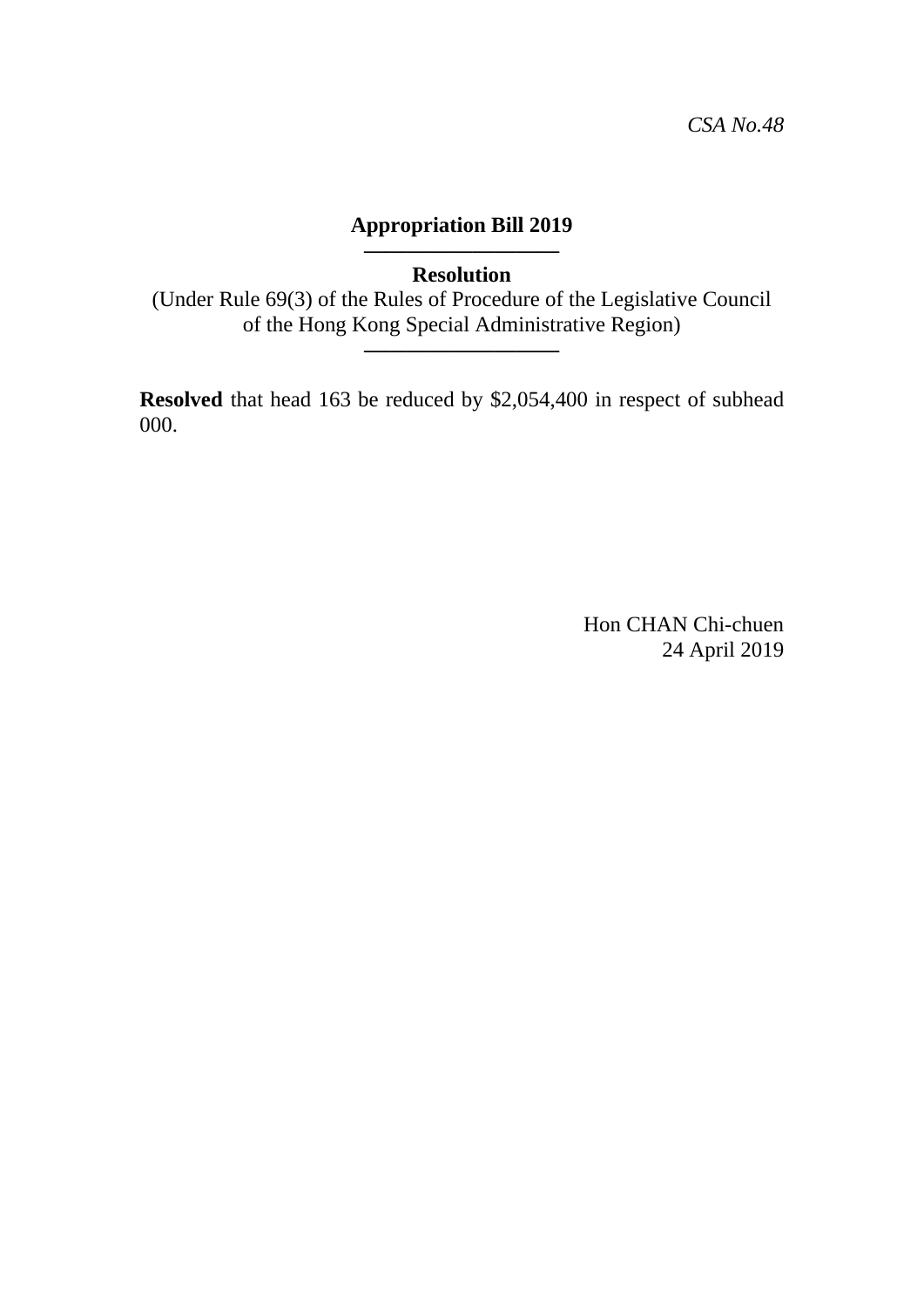*CSA No.48*

**Appropriation Bill 2019**

---

**Resolution**

(Under Rule 69(3) of the Rules of Procedure of the Legislative Council of the Hong Kong Special Administrative Region)

---

**Resolved** that head 163 be reduced by $2,054,400 in respect of subhead 000.

Hon CHAN Chi-chuen
24 April 2019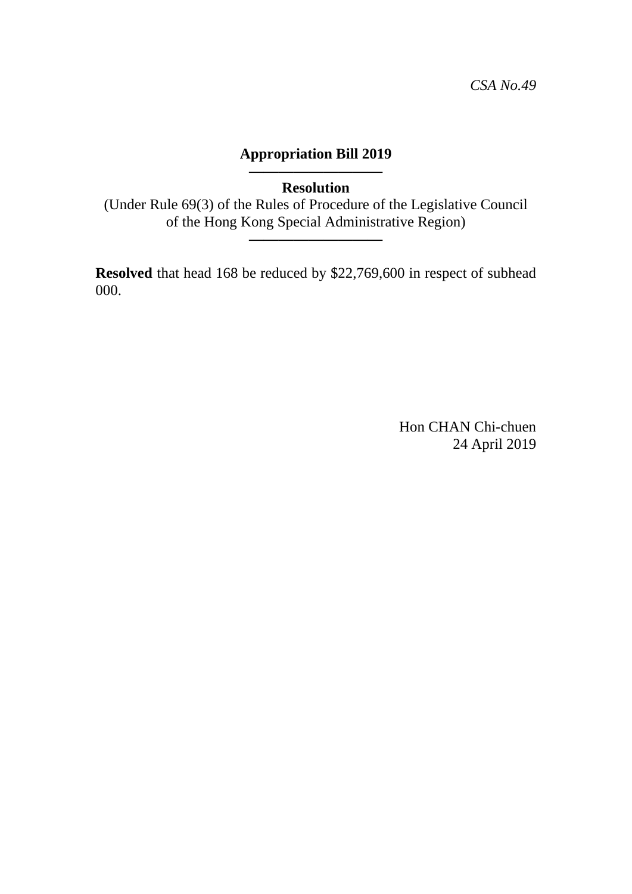*CSA No.49*

**Appropriation Bill 2019**

**Resolution**

(Under Rule 69(3) of the Rules of Procedure of the Legislative Council of the Hong Kong Special Administrative Region)

**Resolved** that head 168 be reduced by $22,769,600 in respect of subhead 000.

Hon CHAN Chi-chuen
24 April 2019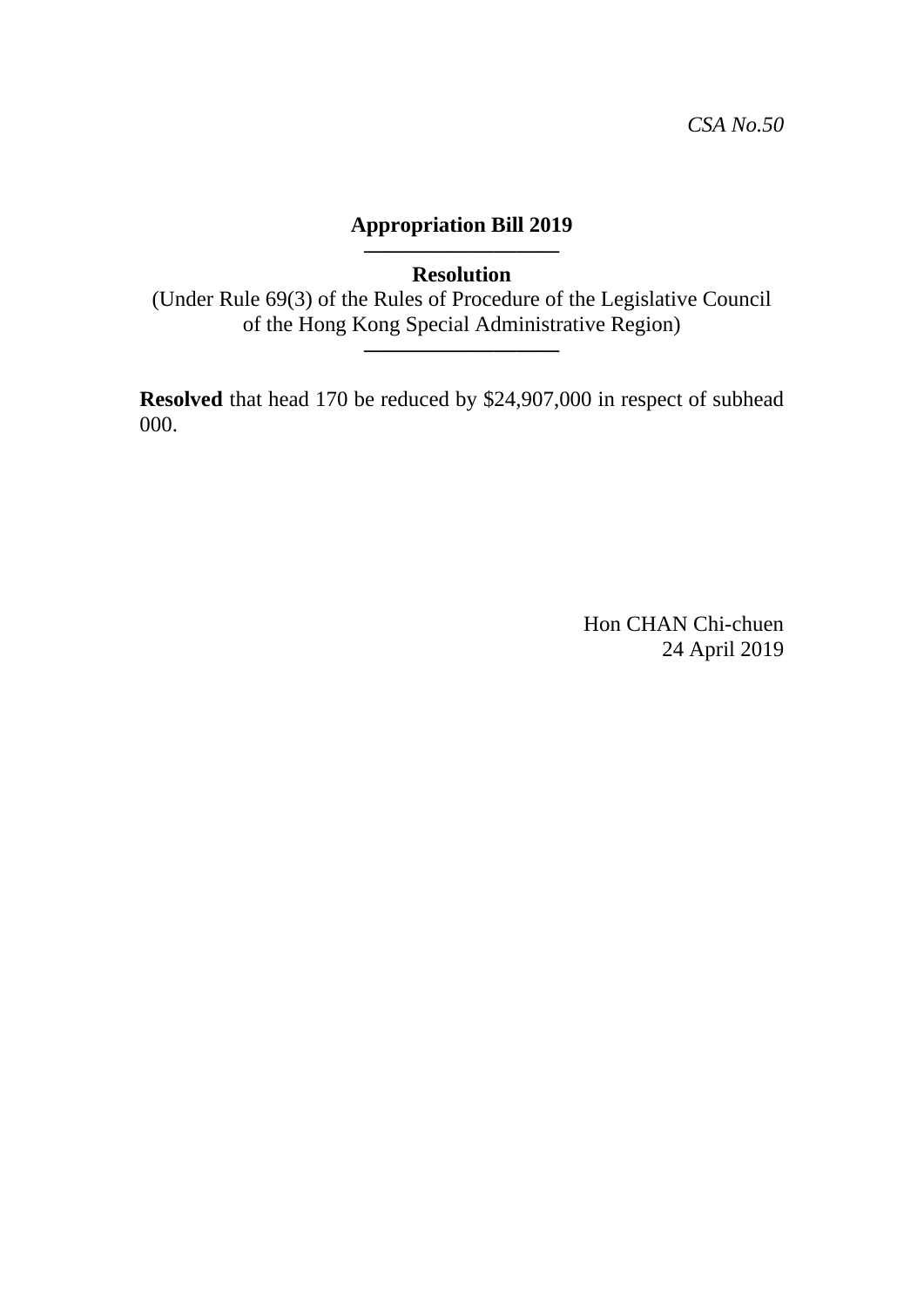*CSA No.50*

**Appropriation Bill 2019**

---

**Resolution**

(Under Rule 69(3) of the Rules of Procedure of the Legislative Council of the Hong Kong Special Administrative Region)

---

**Resolved** that head 170 be reduced by $24,907,000 in respect of subhead 000.

Hon CHAN Chi-chuen
24 April 2019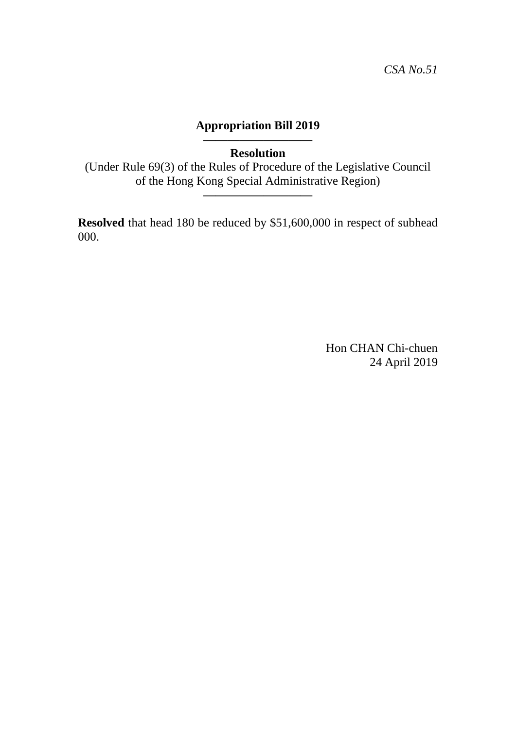*CSA No.51*

**Appropriation Bill 2019**

---

**Resolution**

(Under Rule 69(3) of the Rules of Procedure of the Legislative Council of the Hong Kong Special Administrative Region)

---

**Resolved** that head 180 be reduced by $51,600,000 in respect of subhead 000.

Hon CHAN Chi-chuen
24 April 2019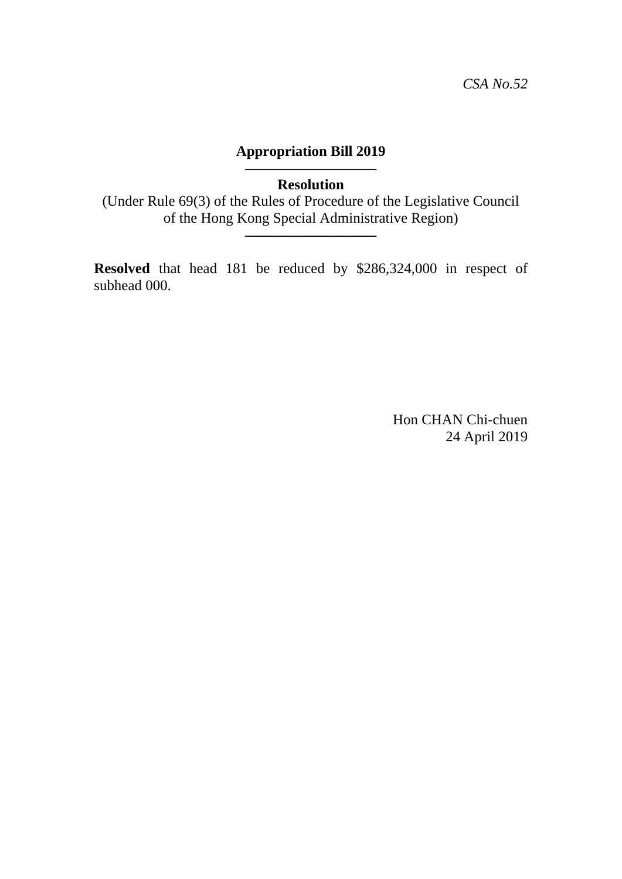*CSA No.52*

**Appropriation Bill 2019**

---

**Resolution**

(Under Rule 69(3) of the Rules of Procedure of the Legislative Council of the Hong Kong Special Administrative Region)

---

**Resolved** that head 181 be reduced by $286,324,000 in respect of subhead 000.

Hon CHAN Chi-chuen
24 April 2019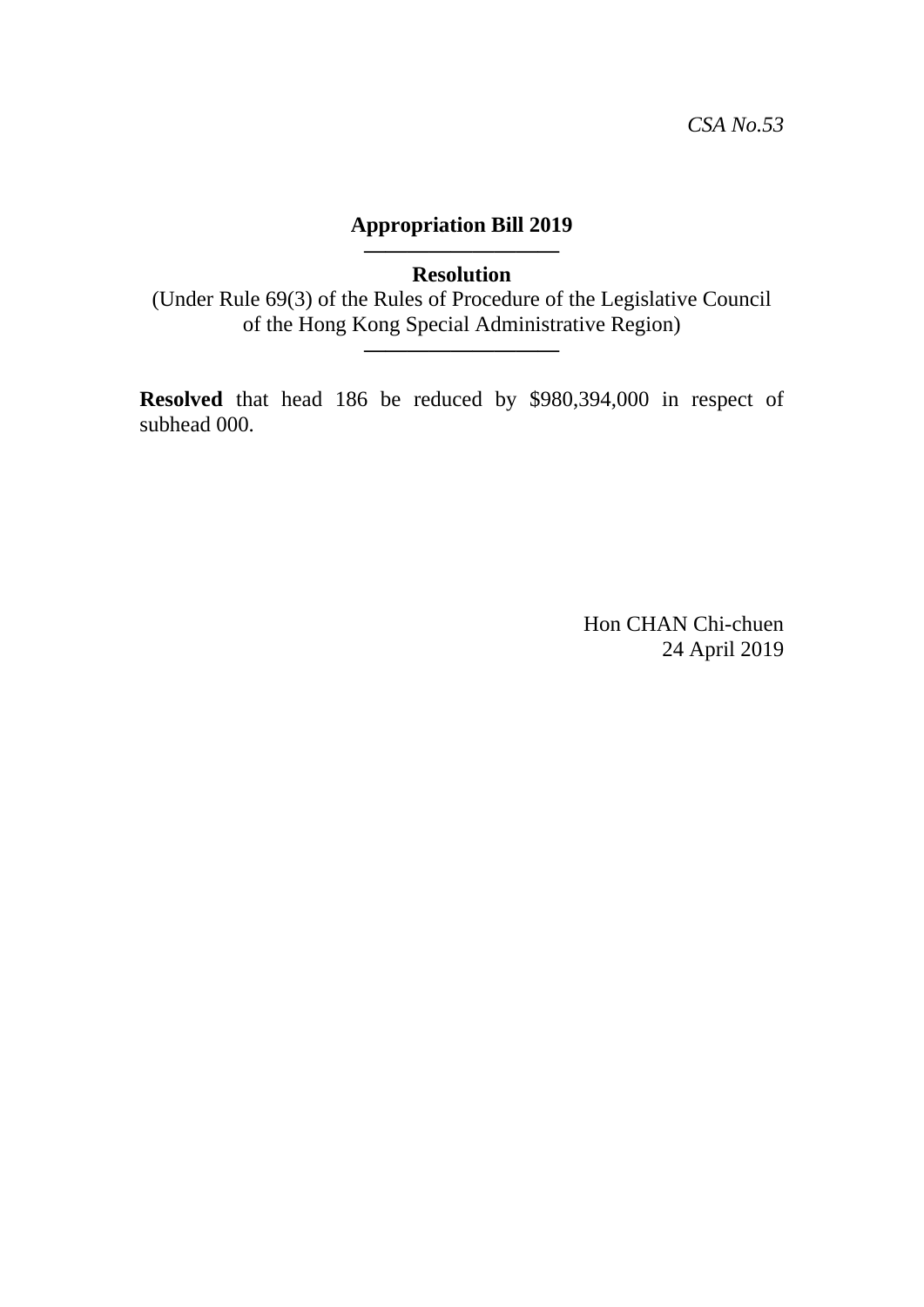*CSA No.53*

**Appropriation Bill 2019**

---

**Resolution**

(Under Rule 69(3) of the Rules of Procedure of the Legislative Council of the Hong Kong Special Administrative Region)

---

**Resolved** that head 186 be reduced by $980,394,000 in respect of subhead 000.

Hon CHAN Chi-chuen
24 April 2019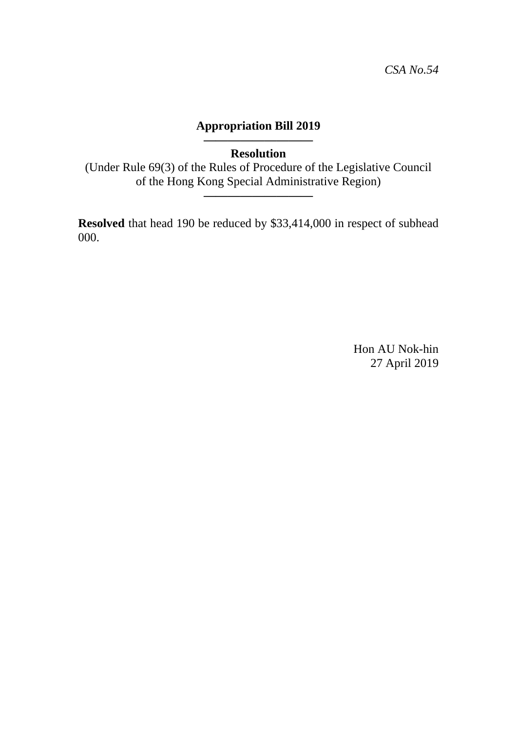*CSA No.54*

# Appropriation Bill 2019

---

**Resolution**

(Under Rule 69(3) of the Rules of Procedure of the Legislative Council of the Hong Kong Special Administrative Region)

---

**Resolved** that head 190 be reduced by $33,414,000 in respect of subhead 000.

Hon AU Nok-hin
27 April 2019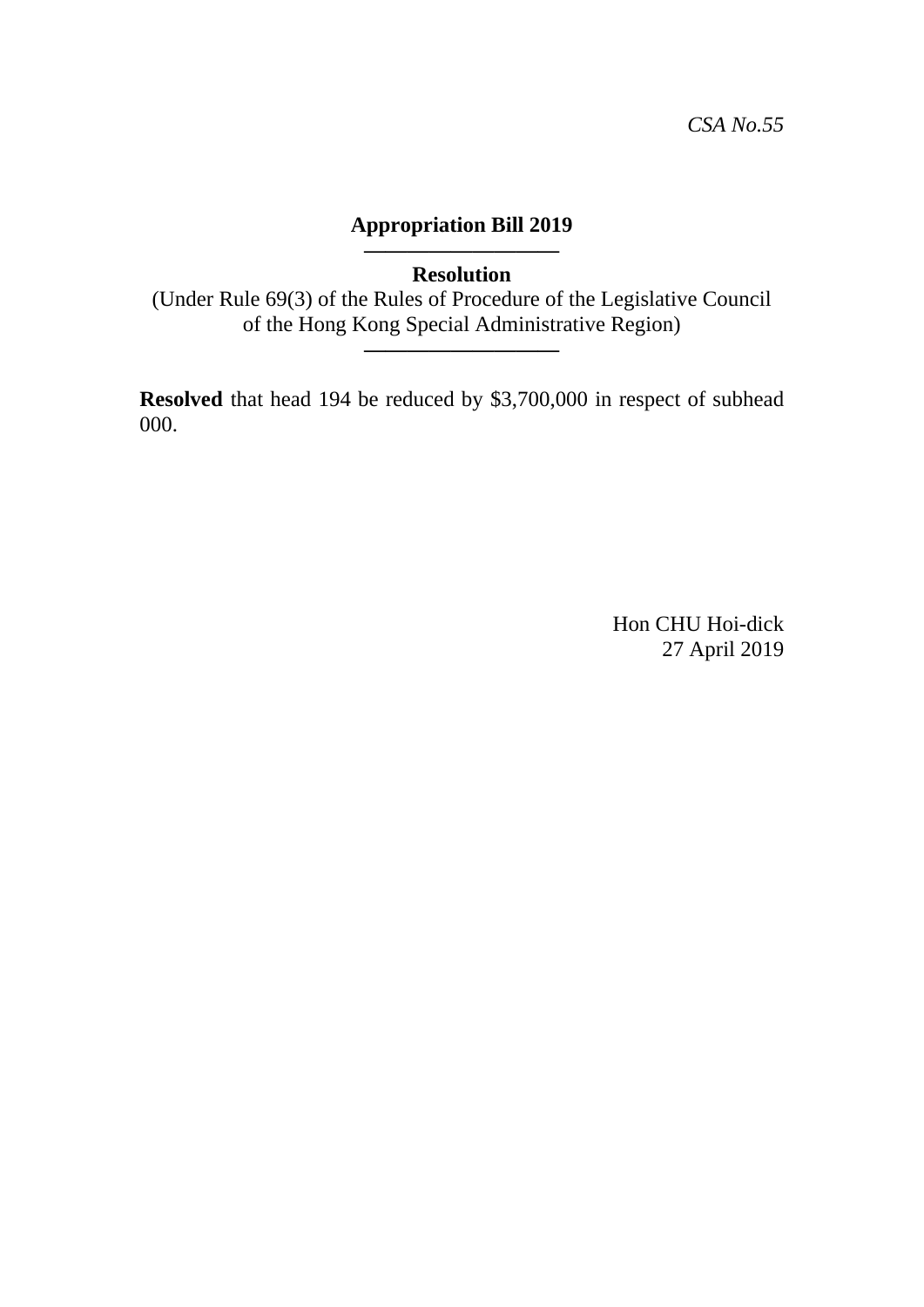*CSA No.55*

**Appropriation Bill 2019**

---

**Resolution**

(Under Rule 69(3) of the Rules of Procedure of the Legislative Council of the Hong Kong Special Administrative Region)

---

**Resolved** that head 194 be reduced by $3,700,000 in respect of subhead 000.

Hon CHU Hoi-dick
27 April 2019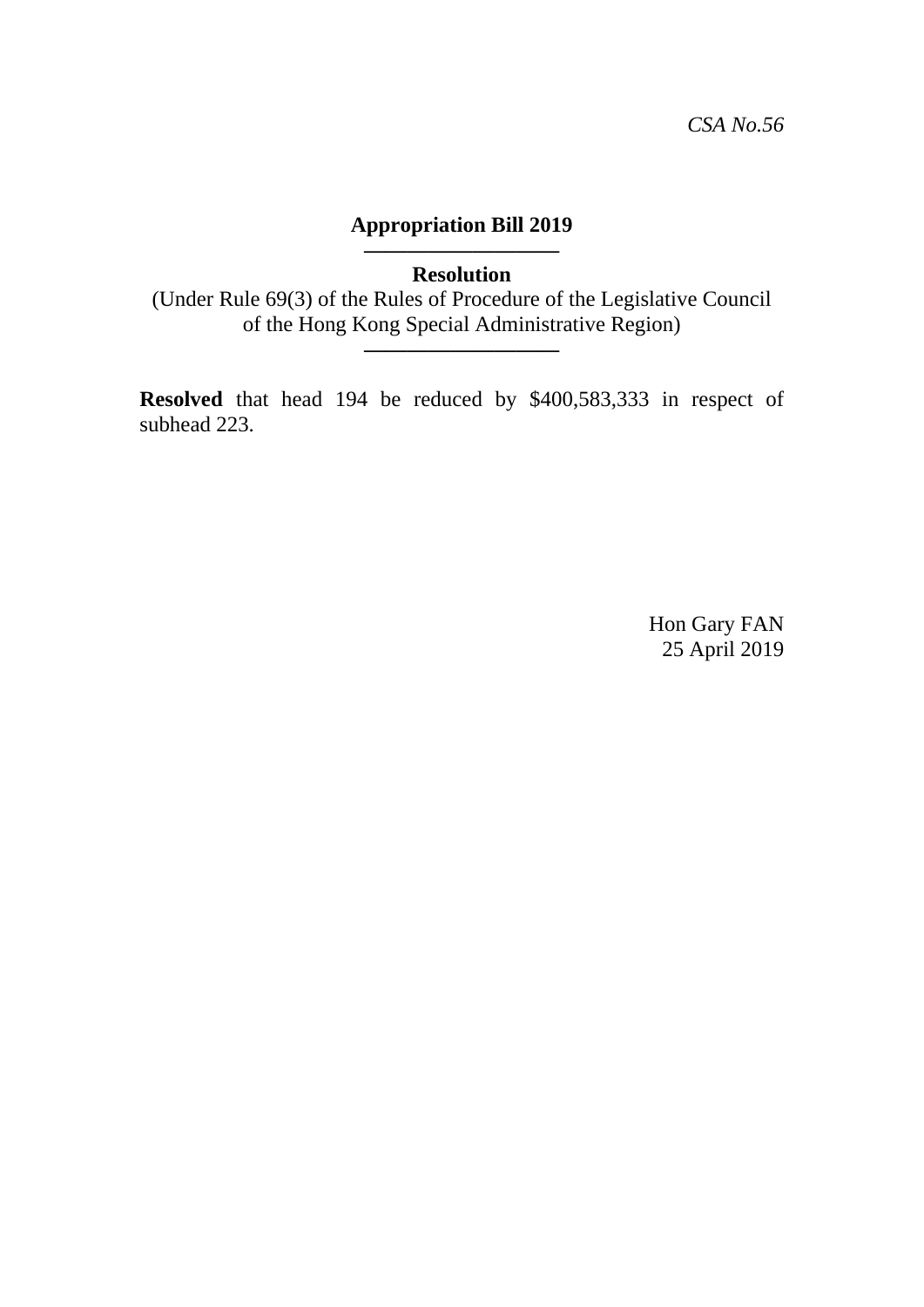*CSA No.56*

# Appropriation Bill 2019

## Resolution

(Under Rule 69(3) of the Rules of Procedure of the Legislative Council of the Hong Kong Special Administrative Region)

**Resolved** that head 194 be reduced by $400,583,333 in respect of subhead 223.

Hon Gary FAN
25 April 2019